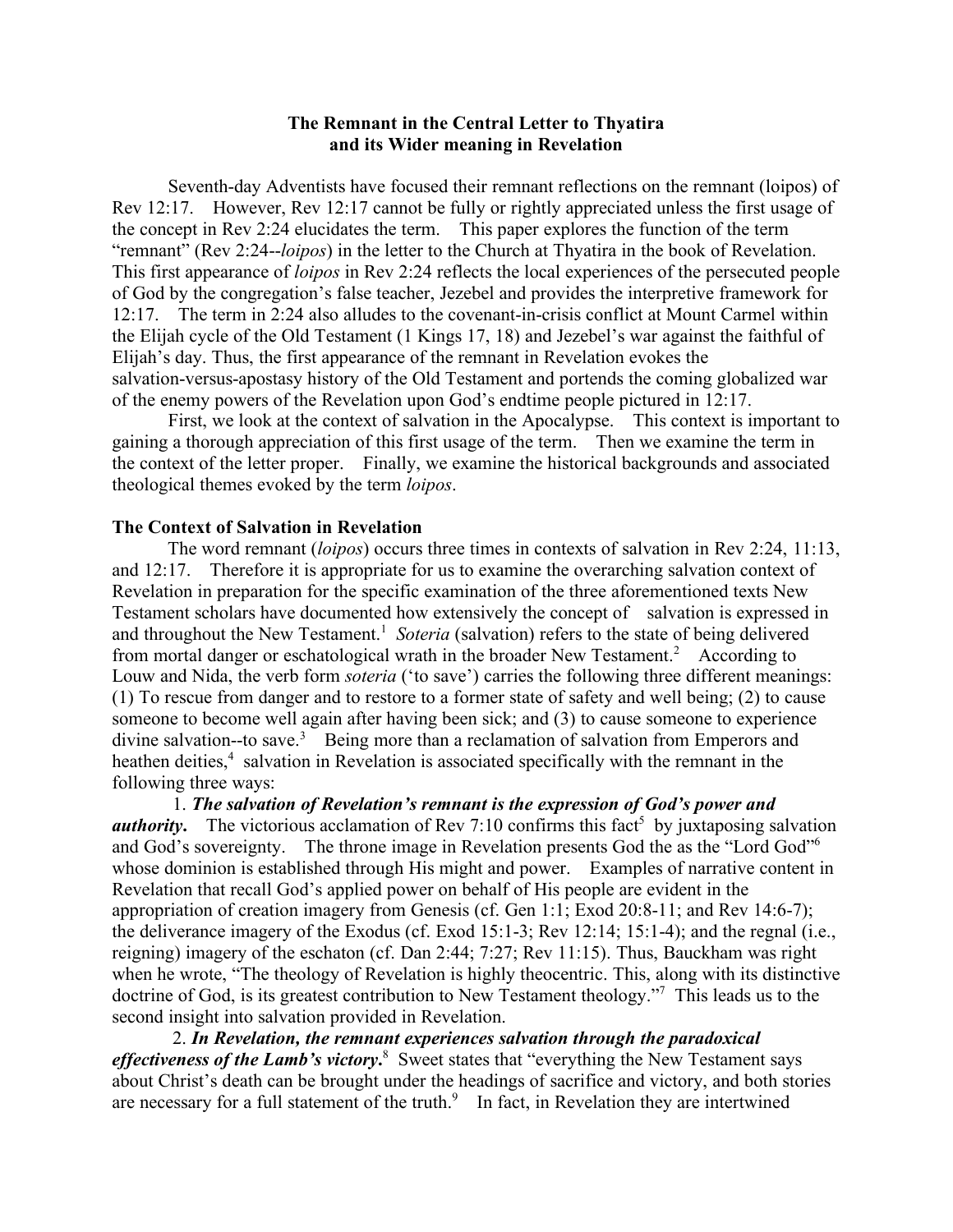**The Remnant in the Central Letter to Thyatira and its Wider meaning in Revelation**

Seventh-day Adventists have focused their remnant reflections on the remnant (loipos) of Rev 12:17. However, Rev 12:17 cannot be fully or rightly appreciated unless the first usage of the concept in Rev 2:24 elucidates the term. This paper explores the function of the term "remnant" (Rev 2:24--*loipos*) in the letter to the Church at Thyatira in the book of Revelation. This first appearance of *loipos* in Rev 2:24 reflects the local experiences of the persecuted people of God by the congregation's false teacher, Jezebel and provides the interpretive framework for 12:17. The term in 2:24 also alludes to the covenant-in-crisis conflict at Mount Carmel within the Elijah cycle of the Old Testament (1 Kings 17, 18) and Jezebel's war against the faithful of Elijah's day. Thus, the first appearance of the remnant in Revelation evokes the salvation-versus-apostasy history of the Old Testament and portends the coming globalized war of the enemy powers of the Revelation upon God's endtime people pictured in 12:17.

First, we look at the context of salvation in the Apocalypse. This context is important to gaining a thorough appreciation of this first usage of the term. Then we examine the term in the context of the letter proper. Finally, we examine the historical backgrounds and associated theological themes evoked by the term *loipos*.

**The Context of Salvation in Revelation**

The word remnant (*loipos*) occurs three times in contexts of salvation in Rev 2:24, 11:13, and 12:17. Therefore it is appropriate for us to examine the overarching salvation context of Revelation in preparation for the specific examination of the three aforementioned texts New Testament scholars have documented how extensively the concept of salvation is expressed in and throughout the New Testament.[1] *Soteria* (salvation) refers to the state of being delivered from mortal danger or eschatological wrath in the broader New Testament.[2] According to Louw and Nida, the verb form *soteria* ('to save') carries the following three different meanings: (1) To rescue from danger and to restore to a former state of safety and well being; (2) to cause someone to become well again after having been sick; and (3) to cause someone to experience divine salvation--to save.[3] Being more than a reclamation of salvation from Emperors and heathen deities,[4] salvation in Revelation is associated specifically with the remnant in the following three ways:

1. ***The salvation of Revelation's remnant is the expression of God's power and authority***. The victorious acclamation of Rev 7:10 confirms this fact[5] by juxtaposing salvation and God's sovereignty. The throne image in Revelation presents God the as the "Lord God"[6] whose dominion is established through His might and power. Examples of narrative content in Revelation that recall God's applied power on behalf of His people are evident in the appropriation of creation imagery from Genesis (cf. Gen 1:1; Exod 20:8-11; and Rev 14:6-7); the deliverance imagery of the Exodus (cf. Exod 15:1-3; Rev 12:14; 15:1-4); and the regnal (i.e., reigning) imagery of the eschaton (cf. Dan 2:44; 7:27; Rev 11:15). Thus, Bauckham was right when he wrote, "The theology of Revelation is highly theocentric. This, along with its distinctive doctrine of God, is its greatest contribution to New Testament theology."[7] This leads us to the second insight into salvation provided in Revelation.

2. ***In Revelation, the remnant experiences salvation through the paradoxical effectiveness of the Lamb's victory***.[8] Sweet states that "everything the New Testament says about Christ's death can be brought under the headings of sacrifice and victory, and both stories are necessary for a full statement of the truth.[9] In fact, in Revelation they are intertwined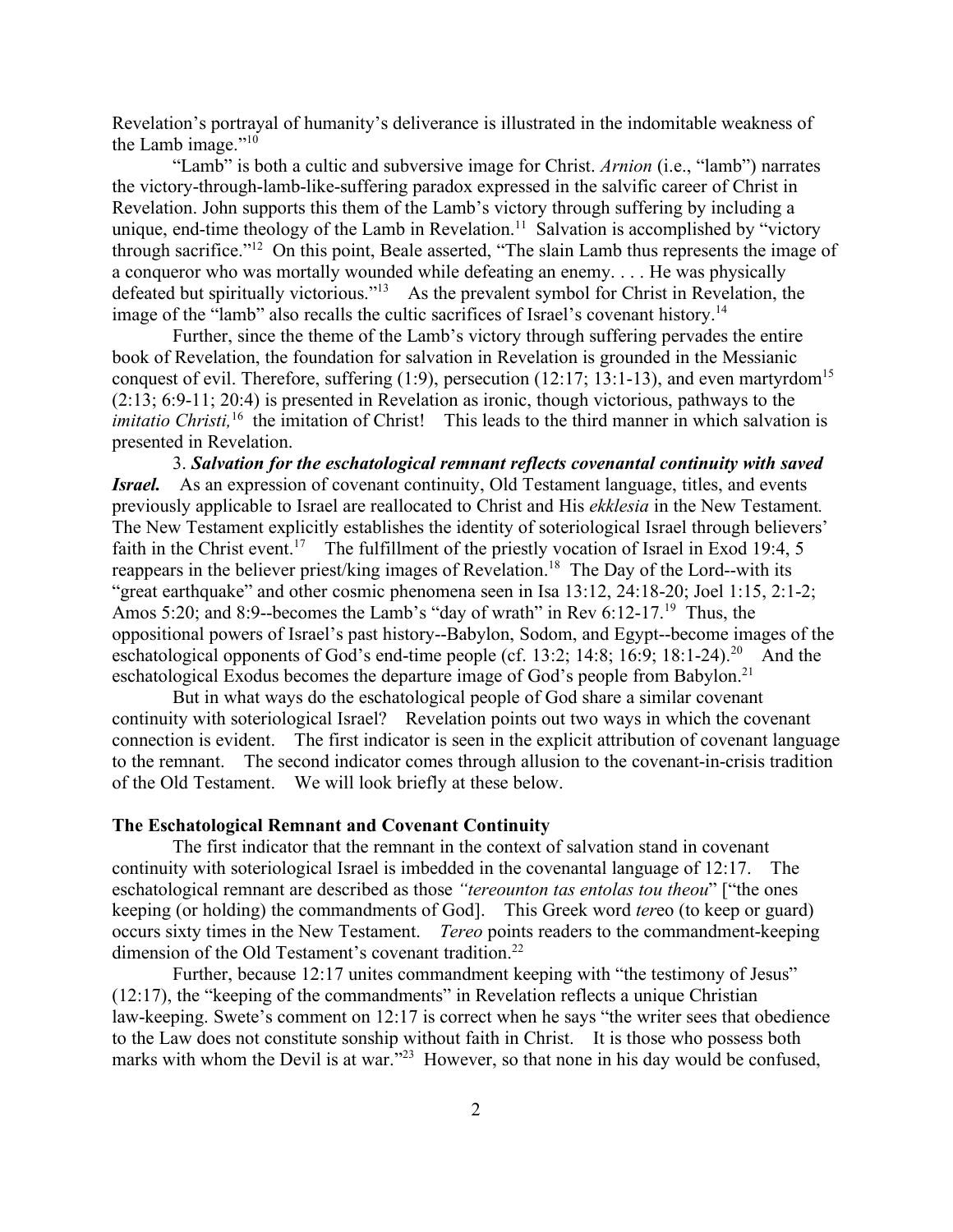Revelation's portrayal of humanity's deliverance is illustrated in the indomitable weakness of the Lamb image."[10]

"Lamb" is both a cultic and subversive image for Christ. *Arnion* (i.e., "lamb") narrates the victory-through-lamb-like-suffering paradox expressed in the salvific career of Christ in Revelation. John supports this them of the Lamb's victory through suffering by including a unique, end-time theology of the Lamb in Revelation.[11] Salvation is accomplished by "victory through sacrifice."[12] On this point, Beale asserted, "The slain Lamb thus represents the image of a conqueror who was mortally wounded while defeating an enemy. . . . He was physically defeated but spiritually victorious."[13] As the prevalent symbol for Christ in Revelation, the image of the "lamb" also recalls the cultic sacrifices of Israel's covenant history.[14]

Further, since the theme of the Lamb's victory through suffering pervades the entire book of Revelation, the foundation for salvation in Revelation is grounded in the Messianic conquest of evil. Therefore, suffering (1:9), persecution (12:17; 13:1-13), and even martyrdom[15] (2:13; 6:9-11; 20:4) is presented in Revelation as ironic, though victorious, pathways to the *imitatio Christi,*[16] the imitation of Christ! This leads to the third manner in which salvation is presented in Revelation.

3. ***Salvation for the eschatological remnant reflects covenantal continuity with saved Israel.*** As an expression of covenant continuity, Old Testament language, titles, and events previously applicable to Israel are reallocated to Christ and His *ekklesia* in the New Testament. The New Testament explicitly establishes the identity of soteriological Israel through believers' faith in the Christ event.[17] The fulfillment of the priestly vocation of Israel in Exod 19:4, 5 reappears in the believer priest/king images of Revelation.[18] The Day of the Lord--with its "great earthquake" and other cosmic phenomena seen in Isa 13:12, 24:18-20; Joel 1:15, 2:1-2; Amos 5:20; and 8:9--becomes the Lamb's "day of wrath" in Rev 6:12-17.[19] Thus, the oppositional powers of Israel's past history--Babylon, Sodom, and Egypt--become images of the eschatological opponents of God's end-time people (cf. 13:2; 14:8; 16:9; 18:1-24).[20] And the eschatological Exodus becomes the departure image of God's people from Babylon.[21]

But in what ways do the eschatological people of God share a similar covenant continuity with soteriological Israel? Revelation points out two ways in which the covenant connection is evident. The first indicator is seen in the explicit attribution of covenant language to the remnant. The second indicator comes through allusion to the covenant-in-crisis tradition of the Old Testament. We will look briefly at these below.

**The Eschatological Remnant and Covenant Continuity**

The first indicator that the remnant in the context of salvation stand in covenant continuity with soteriological Israel is imbedded in the covenantal language of 12:17. The eschatological remnant are described as those *"tereounton tas entolas tou theou*" ["the ones keeping (or holding) the commandments of God]. This Greek word *ter*eo (to keep or guard) occurs sixty times in the New Testament. *Tereo* points readers to the commandment-keeping dimension of the Old Testament's covenant tradition.[22]

Further, because 12:17 unites commandment keeping with "the testimony of Jesus" (12:17), the "keeping of the commandments" in Revelation reflects a unique Christian law-keeping. Swete's comment on 12:17 is correct when he says "the writer sees that obedience to the Law does not constitute sonship without faith in Christ. It is those who possess both marks with whom the Devil is at war."[23] However, so that none in his day would be confused,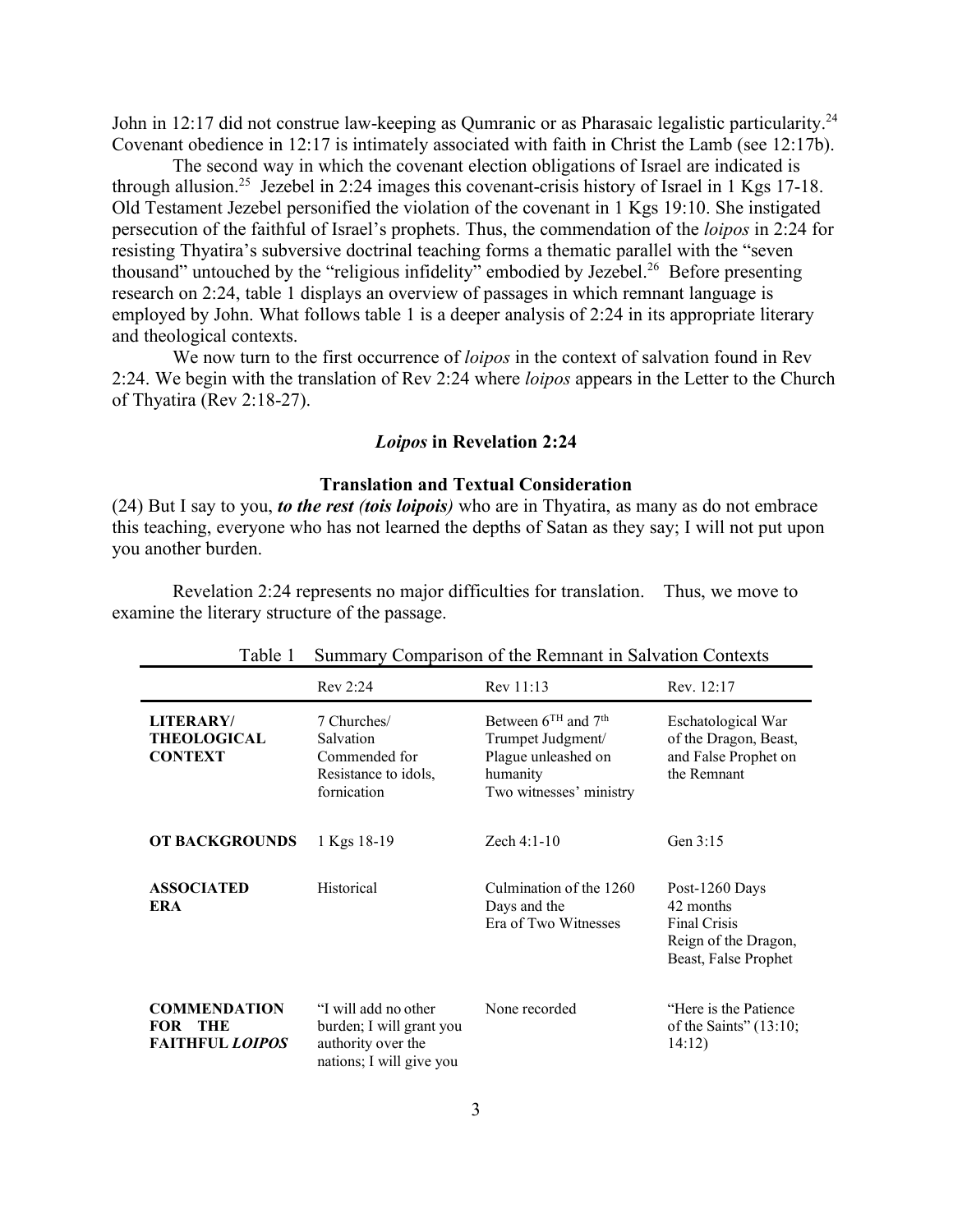John in 12:17 did not construe law-keeping as Qumranic or as Pharasaic legalistic particularity.[24] Covenant obedience in 12:17 is intimately associated with faith in Christ the Lamb (see 12:17b).

The second way in which the covenant election obligations of Israel are indicated is through allusion.[25] Jezebel in 2:24 images this covenant-crisis history of Israel in 1 Kgs 17-18. Old Testament Jezebel personified the violation of the covenant in 1 Kgs 19:10. She instigated persecution of the faithful of Israel's prophets. Thus, the commendation of the *loipos* in 2:24 for resisting Thyatira's subversive doctrinal teaching forms a thematic parallel with the "seven thousand" untouched by the "religious infidelity" embodied by Jezebel.[26] Before presenting research on 2:24, table 1 displays an overview of passages in which remnant language is employed by John. What follows table 1 is a deeper analysis of 2:24 in its appropriate literary and theological contexts.

We now turn to the first occurrence of *loipos* in the context of salvation found in Rev 2:24. We begin with the translation of Rev 2:24 where *loipos* appears in the Letter to the Church of Thyatira (Rev 2:18-27).

## ***Loipos* in Revelation 2:24**

### **Translation and Textual Consideration**

(24) But I say to you, ***to the rest (tois loipois)*** who are in Thyatira, as many as do not embrace this teaching, everyone who has not learned the depths of Satan as they say; I will not put upon you another burden.

Revelation 2:24 represents no major difficulties for translation. Thus, we move to examine the literary structure of the passage.

Table 1 Summary Comparison of the Remnant in Salvation Contexts

| | Rev 2:24 | Rev 11:13 | Rev. 12:17 |
|---|---|---|---|
| **LITERARY/ THEOLOGICAL CONTEXT** | 7 Churches/ Salvation Commended for Resistance to idols, fornication | Between 6TH and 7th Trumpet Judgment/ Plague unleashed on humanity Two witnesses' ministry | Eschatological War of the Dragon, Beast, and False Prophet on the Remnant |
| **OT BACKGROUNDS** | 1 Kgs 18-19 | Zech 4:1-10 | Gen 3:15 |
| **ASSOCIATED ERA** | Historical | Culmination of the 1260 Days and the Era of Two Witnesses | Post-1260 Days 42 months Final Crisis Reign of the Dragon, Beast, False Prophet |
| **COMMENDATION FOR THE FAITHFUL *LOIPOS*** | "I will add no other burden; I will grant you authority over the nations; I will give you | None recorded | "Here is the Patience of the Saints" (13:10; 14:12) |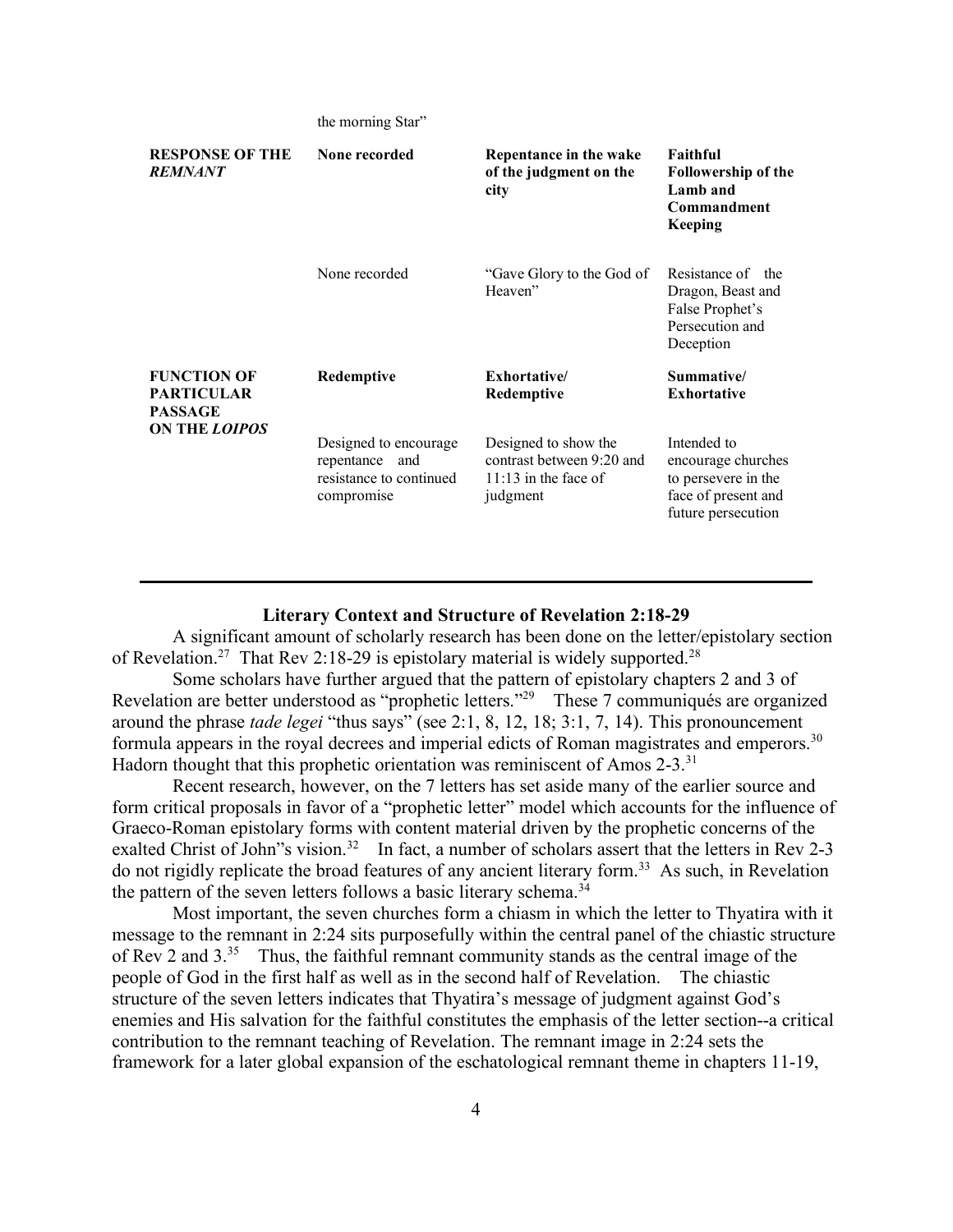| | | | |
|---|---|---|---|
| | the morning Star" | | |
| **RESPONSE OF THE *REMNANT*** | **None recorded** | **Repentance in the wake of the judgment on the city** | **Faithful Followership of the Lamb and Commandment Keeping** |
| | None recorded | "Gave Glory to the God of Heaven" | Resistance of the Dragon, Beast and False Prophet's Persecution and Deception |
| **FUNCTION OF PARTICULAR PASSAGE ON THE *LOIPOS*** | **Redemptive** | **Exhortative/ Redemptive** | **Summative/ Exhortative** |
| | Designed to encourage repentance and resistance to continued compromise | Designed to show the contrast between 9:20 and 11:13 in the face of judgment | Intended to encourage churches to persevere in the face of present and future persecution |

---

## Literary Context and Structure of Revelation 2:18-29

A significant amount of scholarly research has been done on the letter/epistolary section of Revelation.[27] That Rev 2:18-29 is epistolary material is widely supported.[28]

Some scholars have further argued that the pattern of epistolary chapters 2 and 3 of Revelation are better understood as "prophetic letters."[29] These 7 communiqués are organized around the phrase *tade legei* "thus says" (see 2:1, 8, 12, 18; 3:1, 7, 14). This pronouncement formula appears in the royal decrees and imperial edicts of Roman magistrates and emperors.[30] Hadorn thought that this prophetic orientation was reminiscent of Amos 2-3.[31]

Recent research, however, on the 7 letters has set aside many of the earlier source and form critical proposals in favor of a "prophetic letter" model which accounts for the influence of Graeco-Roman epistolary forms with content material driven by the prophetic concerns of the exalted Christ of John"s vision.[32] In fact, a number of scholars assert that the letters in Rev 2-3 do not rigidly replicate the broad features of any ancient literary form.[33] As such, in Revelation the pattern of the seven letters follows a basic literary schema.[34]

Most important, the seven churches form a chiasm in which the letter to Thyatira with it message to the remnant in 2:24 sits purposefully within the central panel of the chiastic structure of Rev 2 and 3.[35] Thus, the faithful remnant community stands as the central image of the people of God in the first half as well as in the second half of Revelation. The chiastic structure of the seven letters indicates that Thyatira's message of judgment against God's enemies and His salvation for the faithful constitutes the emphasis of the letter section--a critical contribution to the remnant teaching of Revelation. The remnant image in 2:24 sets the framework for a later global expansion of the eschatological remnant theme in chapters 11-19,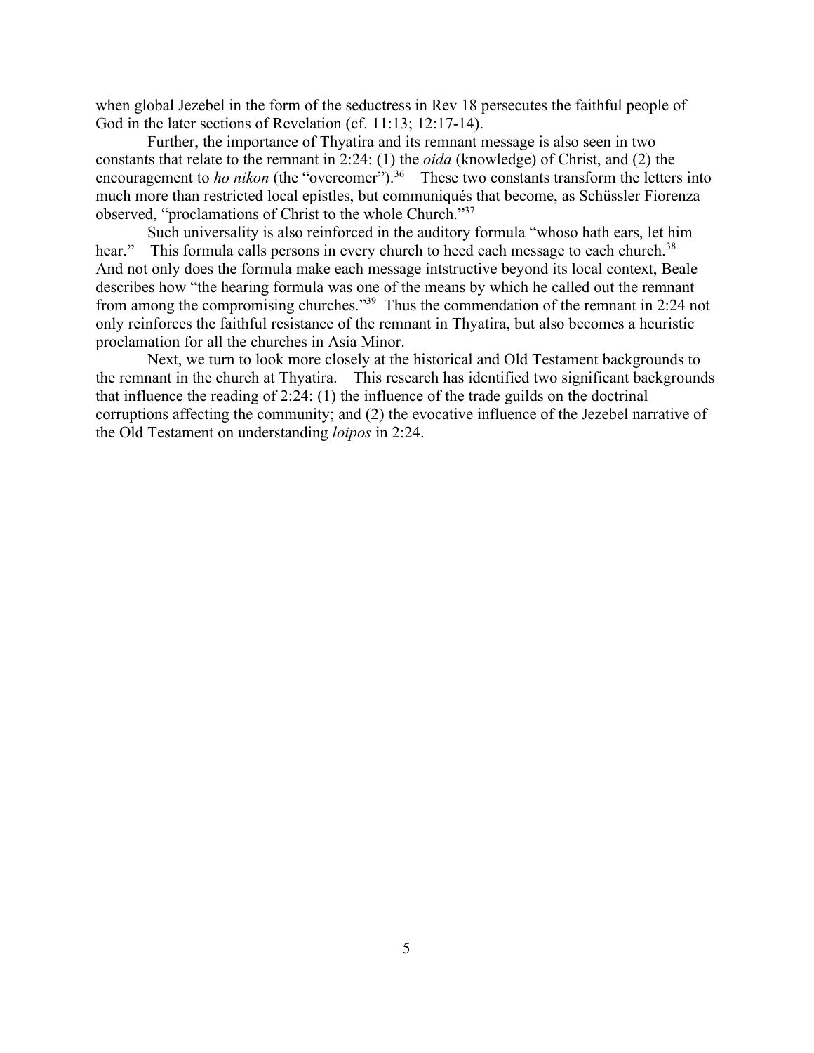when global Jezebel in the form of the seductress in Rev 18 persecutes the faithful people of God in the later sections of Revelation (cf. 11:13; 12:17-14).

Further, the importance of Thyatira and its remnant message is also seen in two constants that relate to the remnant in 2:24: (1) the *oida* (knowledge) of Christ, and (2) the encouragement to *ho nikon* (the "overcomer").[36] These two constants transform the letters into much more than restricted local epistles, but communiqués that become, as Schüssler Fiorenza observed, "proclamations of Christ to the whole Church."[37]

Such universality is also reinforced in the auditory formula "whoso hath ears, let him hear." This formula calls persons in every church to heed each message to each church.[38] And not only does the formula make each message intstructive beyond its local context, Beale describes how "the hearing formula was one of the means by which he called out the remnant from among the compromising churches."[39] Thus the commendation of the remnant in 2:24 not only reinforces the faithful resistance of the remnant in Thyatira, but also becomes a heuristic proclamation for all the churches in Asia Minor.

Next, we turn to look more closely at the historical and Old Testament backgrounds to the remnant in the church at Thyatira. This research has identified two significant backgrounds that influence the reading of 2:24: (1) the influence of the trade guilds on the doctrinal corruptions affecting the community; and (2) the evocative influence of the Jezebel narrative of the Old Testament on understanding *loipos* in 2:24.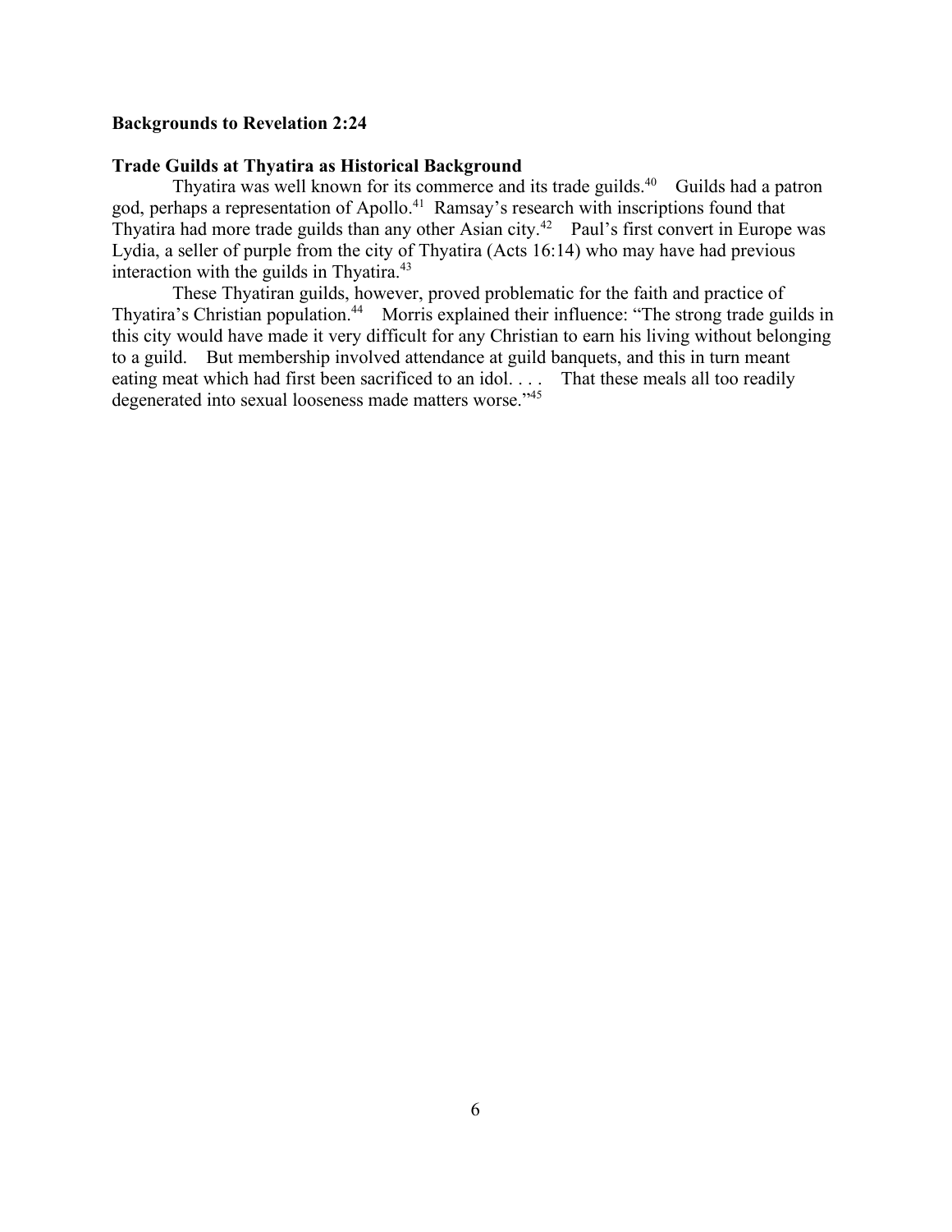**Backgrounds to Revelation 2:24**

**Trade Guilds at Thyatira as Historical Background**

Thyatira was well known for its commerce and its trade guilds.[40] Guilds had a patron god, perhaps a representation of Apollo.[41] Ramsay's research with inscriptions found that Thyatira had more trade guilds than any other Asian city.[42] Paul's first convert in Europe was Lydia, a seller of purple from the city of Thyatira (Acts 16:14) who may have had previous interaction with the guilds in Thyatira.[43]

These Thyatiran guilds, however, proved problematic for the faith and practice of Thyatira's Christian population.[44] Morris explained their influence: "The strong trade guilds in this city would have made it very difficult for any Christian to earn his living without belonging to a guild. But membership involved attendance at guild banquets, and this in turn meant eating meat which had first been sacrificed to an idol. . . . That these meals all too readily degenerated into sexual looseness made matters worse."[45]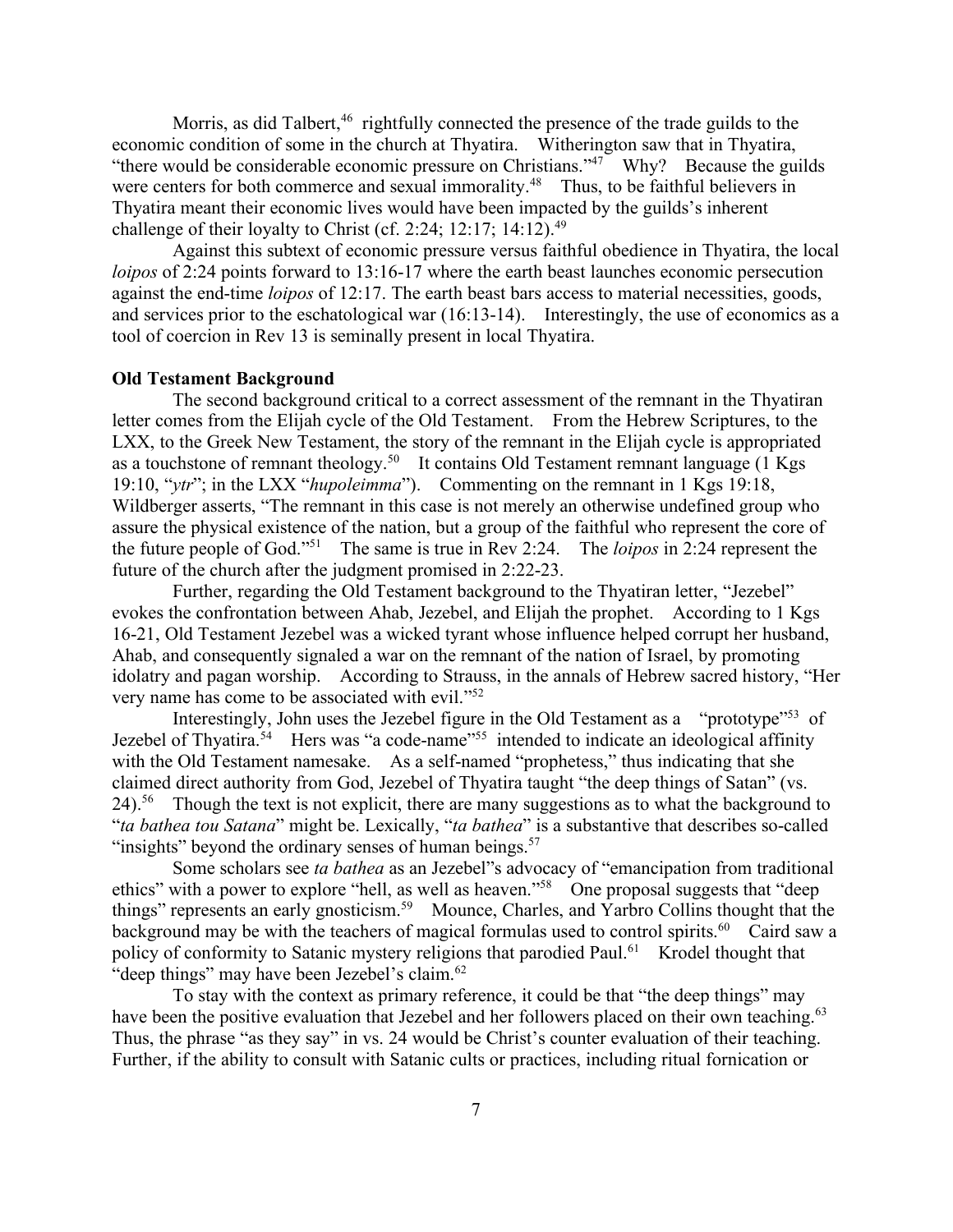Morris, as did Talbert,[46] rightfully connected the presence of the trade guilds to the economic condition of some in the church at Thyatira. Witherington saw that in Thyatira, "there would be considerable economic pressure on Christians."[47] Why? Because the guilds were centers for both commerce and sexual immorality.[48] Thus, to be faithful believers in Thyatira meant their economic lives would have been impacted by the guilds's inherent challenge of their loyalty to Christ (cf. 2:24; 12:17; 14:12).[49]

Against this subtext of economic pressure versus faithful obedience in Thyatira, the local *loipos* of 2:24 points forward to 13:16-17 where the earth beast launches economic persecution against the end-time *loipos* of 12:17. The earth beast bars access to material necessities, goods, and services prior to the eschatological war (16:13-14). Interestingly, the use of economics as a tool of coercion in Rev 13 is seminally present in local Thyatira.

**Old Testament Background**

The second background critical to a correct assessment of the remnant in the Thyatiran letter comes from the Elijah cycle of the Old Testament. From the Hebrew Scriptures, to the LXX, to the Greek New Testament, the story of the remnant in the Elijah cycle is appropriated as a touchstone of remnant theology.[50] It contains Old Testament remnant language (1 Kgs 19:10, "*ytr*"; in the LXX "*hupoleimma*"). Commenting on the remnant in 1 Kgs 19:18, Wildberger asserts, "The remnant in this case is not merely an otherwise undefined group who assure the physical existence of the nation, but a group of the faithful who represent the core of the future people of God."[51] The same is true in Rev 2:24. The *loipos* in 2:24 represent the future of the church after the judgment promised in 2:22-23.

Further, regarding the Old Testament background to the Thyatiran letter, "Jezebel" evokes the confrontation between Ahab, Jezebel, and Elijah the prophet. According to 1 Kgs 16-21, Old Testament Jezebel was a wicked tyrant whose influence helped corrupt her husband, Ahab, and consequently signaled a war on the remnant of the nation of Israel, by promoting idolatry and pagan worship. According to Strauss, in the annals of Hebrew sacred history, "Her very name has come to be associated with evil."[52]

Interestingly, John uses the Jezebel figure in the Old Testament as a "prototype"[53] of Jezebel of Thyatira.[54] Hers was "a code-name"[55] intended to indicate an ideological affinity with the Old Testament namesake. As a self-named "prophetess," thus indicating that she claimed direct authority from God, Jezebel of Thyatira taught "the deep things of Satan" (vs. 24).[56] Though the text is not explicit, there are many suggestions as to what the background to "*ta bathea tou Satana*" might be. Lexically, "*ta bathea*" is a substantive that describes so-called "insights" beyond the ordinary senses of human beings.[57]

Some scholars see *ta bathea* as an Jezebel"s advocacy of "emancipation from traditional ethics" with a power to explore "hell, as well as heaven."[58] One proposal suggests that "deep things" represents an early gnosticism.[59] Mounce, Charles, and Yarbro Collins thought that the background may be with the teachers of magical formulas used to control spirits.[60] Caird saw a policy of conformity to Satanic mystery religions that parodied Paul.[61] Krodel thought that "deep things" may have been Jezebel's claim.[62]

To stay with the context as primary reference, it could be that "the deep things" may have been the positive evaluation that Jezebel and her followers placed on their own teaching.[63] Thus, the phrase "as they say" in vs. 24 would be Christ's counter evaluation of their teaching. Further, if the ability to consult with Satanic cults or practices, including ritual fornication or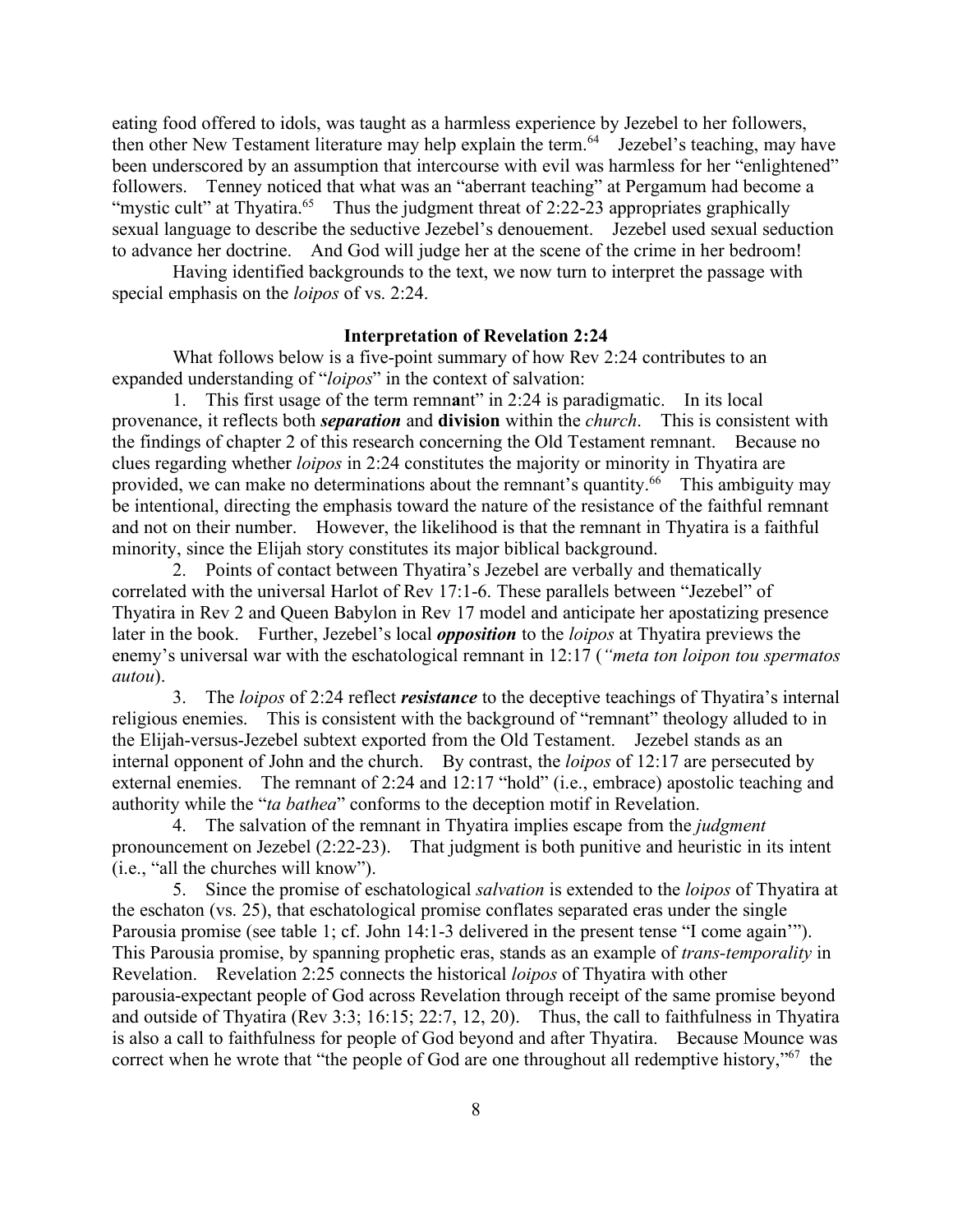eating food offered to idols, was taught as a harmless experience by Jezebel to her followers, then other New Testament literature may help explain the term.[64] Jezebel's teaching, may have been underscored by an assumption that intercourse with evil was harmless for her "enlightened" followers. Tenney noticed that what was an "aberrant teaching" at Pergamum had become a "mystic cult" at Thyatira.[65] Thus the judgment threat of 2:22-23 appropriates graphically sexual language to describe the seductive Jezebel's denouement. Jezebel used sexual seduction to advance her doctrine. And God will judge her at the scene of the crime in her bedroom!

Having identified backgrounds to the text, we now turn to interpret the passage with special emphasis on the *loipos* of vs. 2:24.

## Interpretation of Revelation 2:24

What follows below is a five-point summary of how Rev 2:24 contributes to an expanded understanding of "*loipos*" in the context of salvation:

1. This first usage of the term remn**a**nt" in 2:24 is paradigmatic. In its local provenance, it reflects both ***separation*** and **division** within the *church*. This is consistent with the findings of chapter 2 of this research concerning the Old Testament remnant. Because no clues regarding whether *loipos* in 2:24 constitutes the majority or minority in Thyatira are provided, we can make no determinations about the remnant's quantity.[66] This ambiguity may be intentional, directing the emphasis toward the nature of the resistance of the faithful remnant and not on their number. However, the likelihood is that the remnant in Thyatira is a faithful minority, since the Elijah story constitutes its major biblical background.

2. Points of contact between Thyatira's Jezebel are verbally and thematically correlated with the universal Harlot of Rev 17:1-6. These parallels between "Jezebel" of Thyatira in Rev 2 and Queen Babylon in Rev 17 model and anticipate her apostatizing presence later in the book. Further, Jezebel's local ***opposition*** to the *loipos* at Thyatira previews the enemy's universal war with the eschatological remnant in 12:17 (*"meta ton loipon tou spermatos autou*).

3. The *loipos* of 2:24 reflect ***resistance*** to the deceptive teachings of Thyatira's internal religious enemies. This is consistent with the background of "remnant" theology alluded to in the Elijah-versus-Jezebel subtext exported from the Old Testament. Jezebel stands as an internal opponent of John and the church. By contrast, the *loipos* of 12:17 are persecuted by external enemies. The remnant of 2:24 and 12:17 "hold" (i.e., embrace) apostolic teaching and authority while the "*ta bathea*" conforms to the deception motif in Revelation.

4. The salvation of the remnant in Thyatira implies escape from the *judgment* pronouncement on Jezebel (2:22-23). That judgment is both punitive and heuristic in its intent (i.e., "all the churches will know").

5. Since the promise of eschatological *salvation* is extended to the *loipos* of Thyatira at the eschaton (vs. 25), that eschatological promise conflates separated eras under the single Parousia promise (see table 1; cf. John 14:1-3 delivered in the present tense "I come again'"). This Parousia promise, by spanning prophetic eras, stands as an example of *trans-temporality* in Revelation. Revelation 2:25 connects the historical *loipos* of Thyatira with other parousia-expectant people of God across Revelation through receipt of the same promise beyond and outside of Thyatira (Rev 3:3; 16:15; 22:7, 12, 20). Thus, the call to faithfulness in Thyatira is also a call to faithfulness for people of God beyond and after Thyatira. Because Mounce was correct when he wrote that "the people of God are one throughout all redemptive history,"[67] the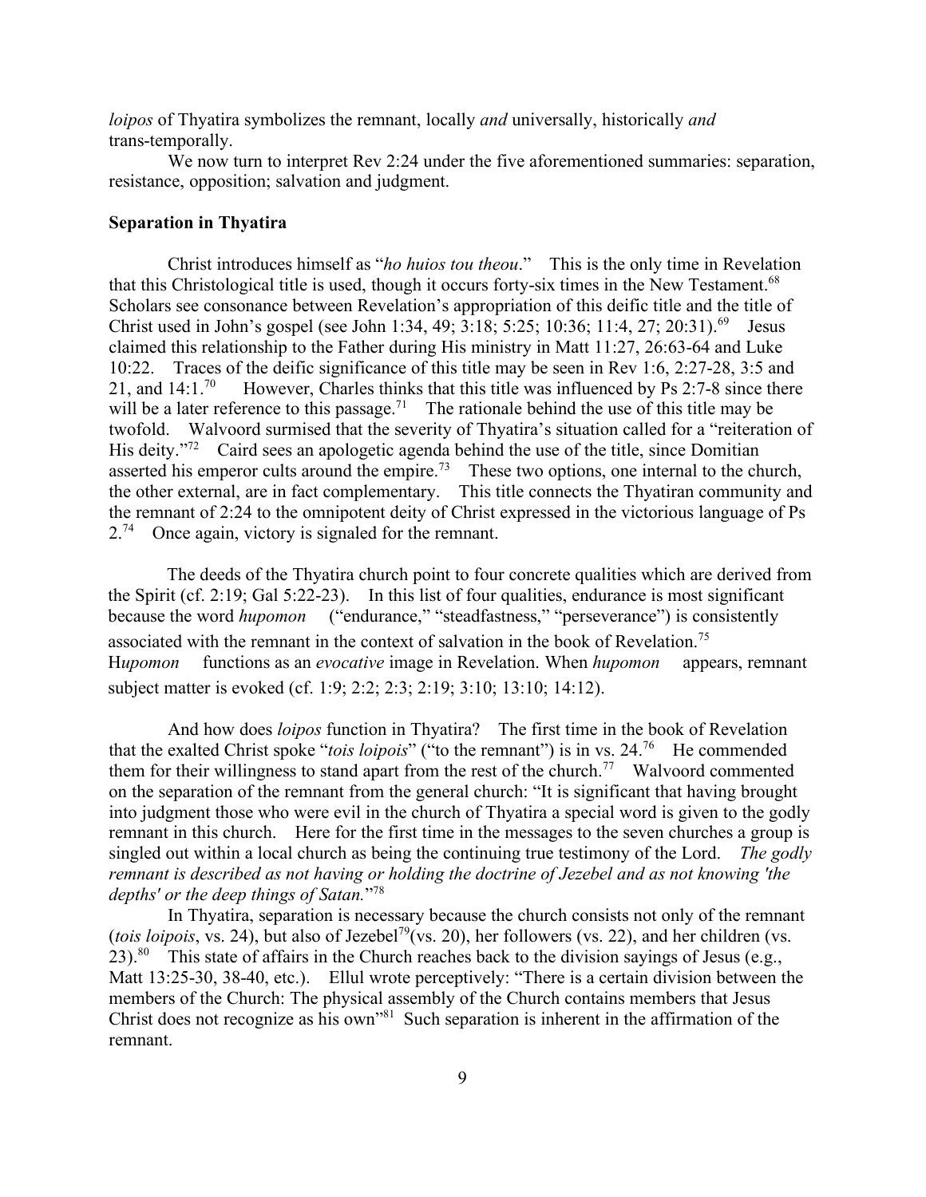*loipos* of Thyatira symbolizes the remnant, locally *and* universally, historically *and* trans-temporally.

We now turn to interpret Rev 2:24 under the five aforementioned summaries: separation, resistance, opposition; salvation and judgment.

**Separation in Thyatira**

Christ introduces himself as "*ho huios tou theou*." This is the only time in Revelation that this Christological title is used, though it occurs forty-six times in the New Testament.[68] Scholars see consonance between Revelation's appropriation of this deific title and the title of Christ used in John's gospel (see John 1:34, 49; 3:18; 5:25; 10:36; 11:4, 27; 20:31).[69] Jesus claimed this relationship to the Father during His ministry in Matt 11:27, 26:63-64 and Luke 10:22. Traces of the deific significance of this title may be seen in Rev 1:6, 2:27-28, 3:5 and 21, and 14:1.[70] However, Charles thinks that this title was influenced by Ps 2:7-8 since there will be a later reference to this passage.[71] The rationale behind the use of this title may be twofold. Walvoord surmised that the severity of Thyatira's situation called for a "reiteration of His deity."[72] Caird sees an apologetic agenda behind the use of the title, since Domitian asserted his emperor cults around the empire.[73] These two options, one internal to the church, the other external, are in fact complementary. This title connects the Thyatiran community and the remnant of 2:24 to the omnipotent deity of Christ expressed in the victorious language of Ps 2.[74] Once again, victory is signaled for the remnant.

The deeds of the Thyatira church point to four concrete qualities which are derived from the Spirit (cf. 2:19; Gal 5:22-23). In this list of four qualities, endurance is most significant because the word *hupomon* ("endurance," "steadfastness," "perseverance") is consistently associated with the remnant in the context of salvation in the book of Revelation.[75] H*upomon* functions as an *evocative* image in Revelation. When *hupomon* appears, remnant subject matter is evoked (cf. 1:9; 2:2; 2:3; 2:19; 3:10; 13:10; 14:12).

And how does *loipos* function in Thyatira? The first time in the book of Revelation that the exalted Christ spoke "*tois loipois*" ("to the remnant") is in vs. 24.[76] He commended them for their willingness to stand apart from the rest of the church.[77] Walvoord commented on the separation of the remnant from the general church: "It is significant that having brought into judgment those who were evil in the church of Thyatira a special word is given to the godly remnant in this church. Here for the first time in the messages to the seven churches a group is singled out within a local church as being the continuing true testimony of the Lord. *The godly remnant is described as not having or holding the doctrine of Jezebel and as not knowing 'the depths' or the deep things of Satan.*"[78]

In Thyatira, separation is necessary because the church consists not only of the remnant (*tois loipois*, vs. 24), but also of Jezebel[79](vs. 20), her followers (vs. 22), and her children (vs. 23).[80] This state of affairs in the Church reaches back to the division sayings of Jesus (e.g., Matt 13:25-30, 38-40, etc.). Ellul wrote perceptively: "There is a certain division between the members of the Church: The physical assembly of the Church contains members that Jesus Christ does not recognize as his own"[81] Such separation is inherent in the affirmation of the remnant.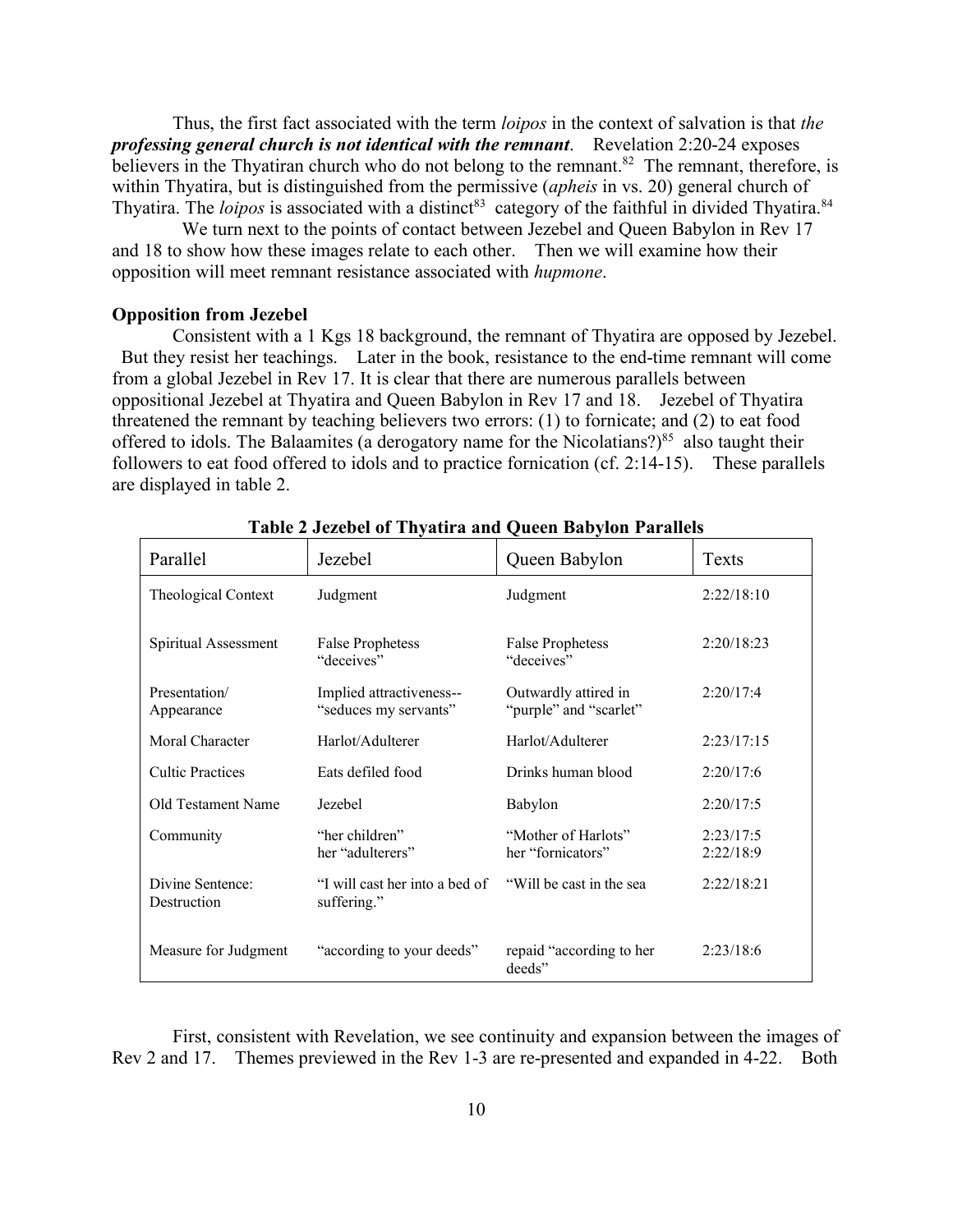Thus, the first fact associated with the term *loipos* in the context of salvation is that ***the professing general church is not identical with the remnant***. Revelation 2:20-24 exposes believers in the Thyatiran church who do not belong to the remnant.[82] The remnant, therefore, is within Thyatira, but is distinguished from the permissive (*apheis* in vs. 20) general church of Thyatira. The *loipos* is associated with a distinct[83] category of the faithful in divided Thyatira.[84]

We turn next to the points of contact between Jezebel and Queen Babylon in Rev 17 and 18 to show how these images relate to each other. Then we will examine how their opposition will meet remnant resistance associated with *hupmone*.

### Opposition from Jezebel

Consistent with a 1 Kgs 18 background, the remnant of Thyatira are opposed by Jezebel. But they resist her teachings. Later in the book, resistance to the end-time remnant will come from a global Jezebel in Rev 17. It is clear that there are numerous parallels between oppositional Jezebel at Thyatira and Queen Babylon in Rev 17 and 18. Jezebel of Thyatira threatened the remnant by teaching believers two errors: (1) to fornicate; and (2) to eat food offered to idols. The Balaamites (a derogatory name for the Nicolatians?)[85] also taught their followers to eat food offered to idols and to practice fornication (cf. 2:14-15). These parallels are displayed in table 2.

**Table 2 Jezebel of Thyatira and Queen Babylon Parallels**

| Parallel | Jezebel | Queen Babylon | Texts |
|---|---|---|---|
| Theological Context | Judgment | Judgment | 2:22/18:10 |
| Spiritual Assessment | False Prophetess "deceives" | False Prophetess "deceives" | 2:20/18:23 |
| Presentation/ Appearance | Implied attractiveness-- "seduces my servants" | Outwardly attired in "purple" and "scarlet" | 2:20/17:4 |
| Moral Character | Harlot/Adulterer | Harlot/Adulterer | 2:23/17:15 |
| Cultic Practices | Eats defiled food | Drinks human blood | 2:20/17:6 |
| Old Testament Name | Jezebel | Babylon | 2:20/17:5 |
| Community | "her children" her "adulterers" | "Mother of Harlots" her "fornicators" | 2:23/17:5 2:22/18:9 |
| Divine Sentence: Destruction | "I will cast her into a bed of suffering." | "Will be cast in the sea | 2:22/18:21 |
| Measure for Judgment | "according to your deeds" | repaid "according to her deeds" | 2:23/18:6 |

First, consistent with Revelation, we see continuity and expansion between the images of Rev 2 and 17. Themes previewed in the Rev 1-3 are re-presented and expanded in 4-22. Both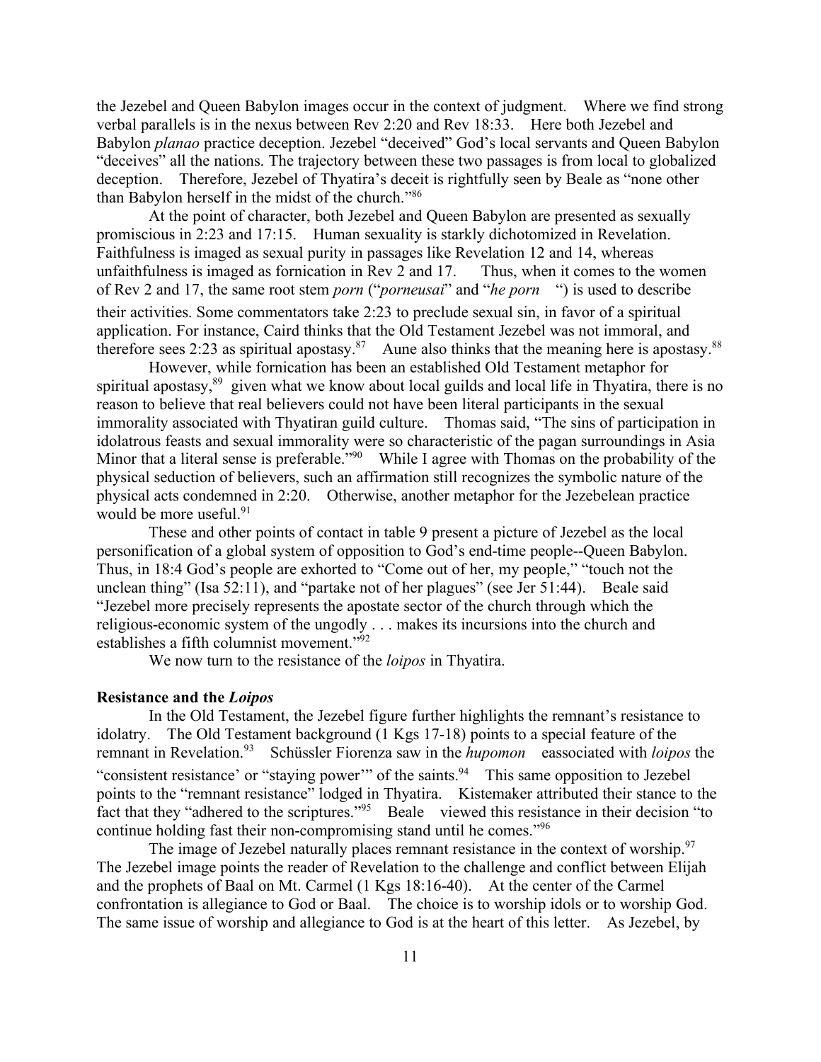the Jezebel and Queen Babylon images occur in the context of judgment. Where we find strong verbal parallels is in the nexus between Rev 2:20 and Rev 18:33. Here both Jezebel and Babylon *planao* practice deception. Jezebel "deceived" God's local servants and Queen Babylon "deceives" all the nations. The trajectory between these two passages is from local to globalized deception. Therefore, Jezebel of Thyatira's deceit is rightfully seen by Beale as "none other than Babylon herself in the midst of the church."[86]

At the point of character, both Jezebel and Queen Babylon are presented as sexually promiscious in 2:23 and 17:15. Human sexuality is starkly dichotomized in Revelation. Faithfulness is imaged as sexual purity in passages like Revelation 12 and 14, whereas unfaithfulness is imaged as fornication in Rev 2 and 17. Thus, when it comes to the women of Rev 2 and 17, the same root stem *porn* ("*porneusai*" and "*he porn* ") is used to describe their activities. Some commentators take 2:23 to preclude sexual sin, in favor of a spiritual application. For instance, Caird thinks that the Old Testament Jezebel was not immoral, and therefore sees 2:23 as spiritual apostasy.[87] Aune also thinks that the meaning here is apostasy.[88]

However, while fornication has been an established Old Testament metaphor for spiritual apostasy,[89] given what we know about local guilds and local life in Thyatira, there is no reason to believe that real believers could not have been literal participants in the sexual immorality associated with Thyatiran guild culture. Thomas said, "The sins of participation in idolatrous feasts and sexual immorality were so characteristic of the pagan surroundings in Asia Minor that a literal sense is preferable."[90] While I agree with Thomas on the probability of the physical seduction of believers, such an affirmation still recognizes the symbolic nature of the physical acts condemned in 2:20. Otherwise, another metaphor for the Jezebelean practice would be more useful.[91]

These and other points of contact in table 9 present a picture of Jezebel as the local personification of a global system of opposition to God's end-time people--Queen Babylon. Thus, in 18:4 God's people are exhorted to "Come out of her, my people," "touch not the unclean thing" (Isa 52:11), and "partake not of her plagues" (see Jer 51:44). Beale said "Jezebel more precisely represents the apostate sector of the church through which the religious-economic system of the ungodly . . . makes its incursions into the church and establishes a fifth columnist movement."[92]

We now turn to the resistance of the *loipos* in Thyatira.

### Resistance and the *Loipos*

In the Old Testament, the Jezebel figure further highlights the remnant's resistance to idolatry. The Old Testament background (1 Kgs 17-18) points to a special feature of the remnant in Revelation.[93] Schüssler Fiorenza saw in the *hupomon* eassociated with *loipos* the "consistent resistance' or "staying power'" of the saints.[94] This same opposition to Jezebel points to the "remnant resistance" lodged in Thyatira. Kistemaker attributed their stance to the fact that they "adhered to the scriptures."[95] Beale viewed this resistance in their decision "to continue holding fast their non-compromising stand until he comes."[96]

The image of Jezebel naturally places remnant resistance in the context of worship.[97] The Jezebel image points the reader of Revelation to the challenge and conflict between Elijah and the prophets of Baal on Mt. Carmel (1 Kgs 18:16-40). At the center of the Carmel confrontation is allegiance to God or Baal. The choice is to worship idols or to worship God. The same issue of worship and allegiance to God is at the heart of this letter. As Jezebel, by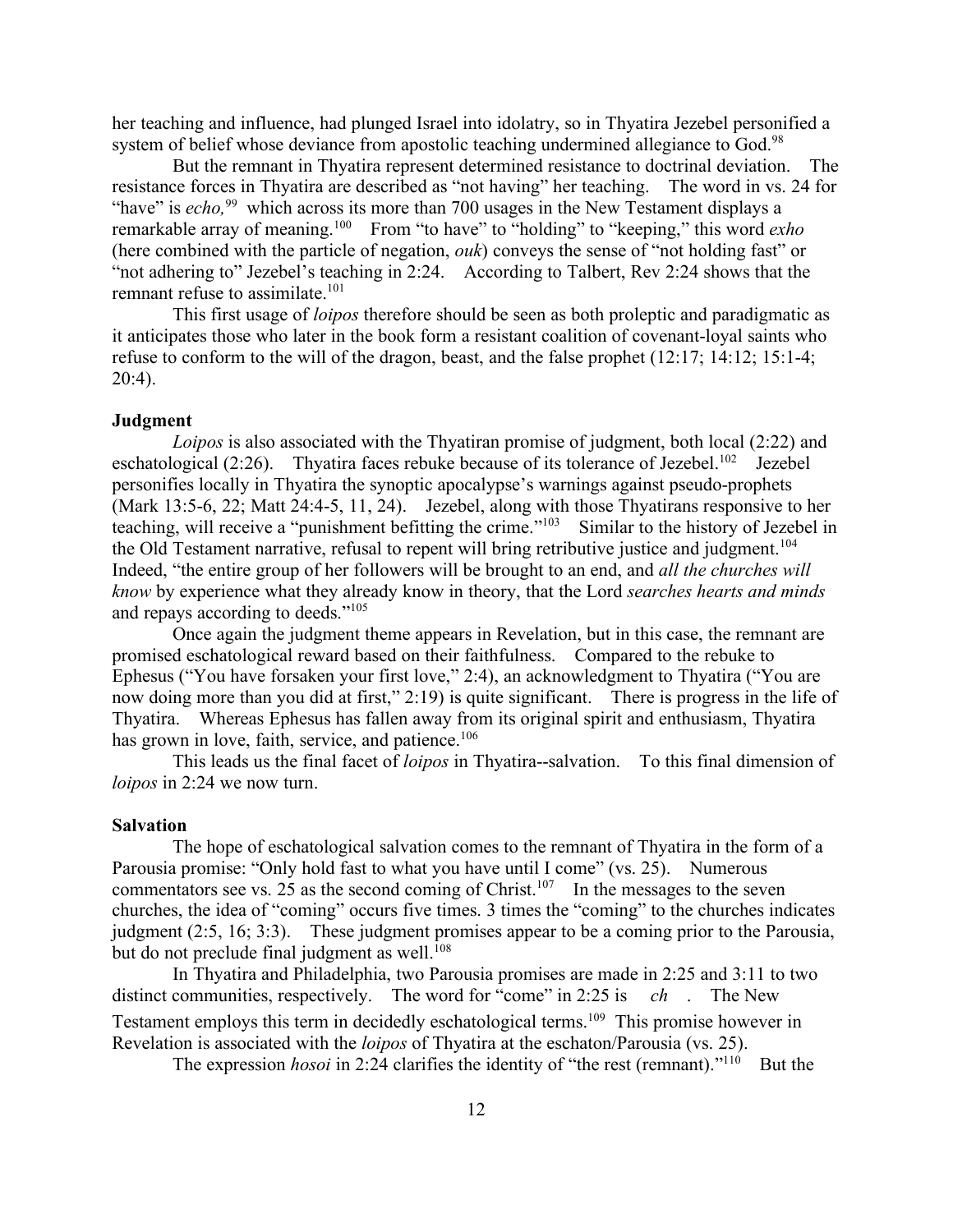her teaching and influence, had plunged Israel into idolatry, so in Thyatira Jezebel personified a system of belief whose deviance from apostolic teaching undermined allegiance to God.[98]

But the remnant in Thyatira represent determined resistance to doctrinal deviation. The resistance forces in Thyatira are described as "not having" her teaching. The word in vs. 24 for "have" is *echo,*[99] which across its more than 700 usages in the New Testament displays a remarkable array of meaning.[100] From "to have" to "holding" to "keeping," this word *exho* (here combined with the particle of negation, *ouk*) conveys the sense of "not holding fast" or "not adhering to" Jezebel's teaching in 2:24. According to Talbert, Rev 2:24 shows that the remnant refuse to assimilate.[101]

This first usage of *loipos* therefore should be seen as both proleptic and paradigmatic as it anticipates those who later in the book form a resistant coalition of covenant-loyal saints who refuse to conform to the will of the dragon, beast, and the false prophet (12:17; 14:12; 15:1-4; 20:4).

**Judgment**

*Loipos* is also associated with the Thyatiran promise of judgment, both local (2:22) and eschatological (2:26). Thyatira faces rebuke because of its tolerance of Jezebel.[102] Jezebel personifies locally in Thyatira the synoptic apocalypse's warnings against pseudo-prophets (Mark 13:5-6, 22; Matt 24:4-5, 11, 24). Jezebel, along with those Thyatirans responsive to her teaching, will receive a "punishment befitting the crime."[103] Similar to the history of Jezebel in the Old Testament narrative, refusal to repent will bring retributive justice and judgment.[104] Indeed, "the entire group of her followers will be brought to an end, and *all the churches will know* by experience what they already know in theory, that the Lord *searches hearts and minds* and repays according to deeds."[105]

Once again the judgment theme appears in Revelation, but in this case, the remnant are promised eschatological reward based on their faithfulness. Compared to the rebuke to Ephesus ("You have forsaken your first love," 2:4), an acknowledgment to Thyatira ("You are now doing more than you did at first," 2:19) is quite significant. There is progress in the life of Thyatira. Whereas Ephesus has fallen away from its original spirit and enthusiasm, Thyatira has grown in love, faith, service, and patience.[106]

This leads us the final facet of *loipos* in Thyatira--salvation. To this final dimension of *loipos* in 2:24 we now turn.

**Salvation**

The hope of eschatological salvation comes to the remnant of Thyatira in the form of a Parousia promise: "Only hold fast to what you have until I come" (vs. 25). Numerous commentators see vs. 25 as the second coming of Christ.[107] In the messages to the seven churches, the idea of "coming" occurs five times. 3 times the "coming" to the churches indicates judgment (2:5, 16; 3:3). These judgment promises appear to be a coming prior to the Parousia, but do not preclude final judgment as well.[108]

In Thyatira and Philadelphia, two Parousia promises are made in 2:25 and 3:11 to two distinct communities, respectively. The word for "come" in 2:25 is *ch* . The New Testament employs this term in decidedly eschatological terms.[109] This promise however in Revelation is associated with the *loipos* of Thyatira at the eschaton/Parousia (vs. 25).

The expression *hosoi* in 2:24 clarifies the identity of "the rest (remnant)."[110] But the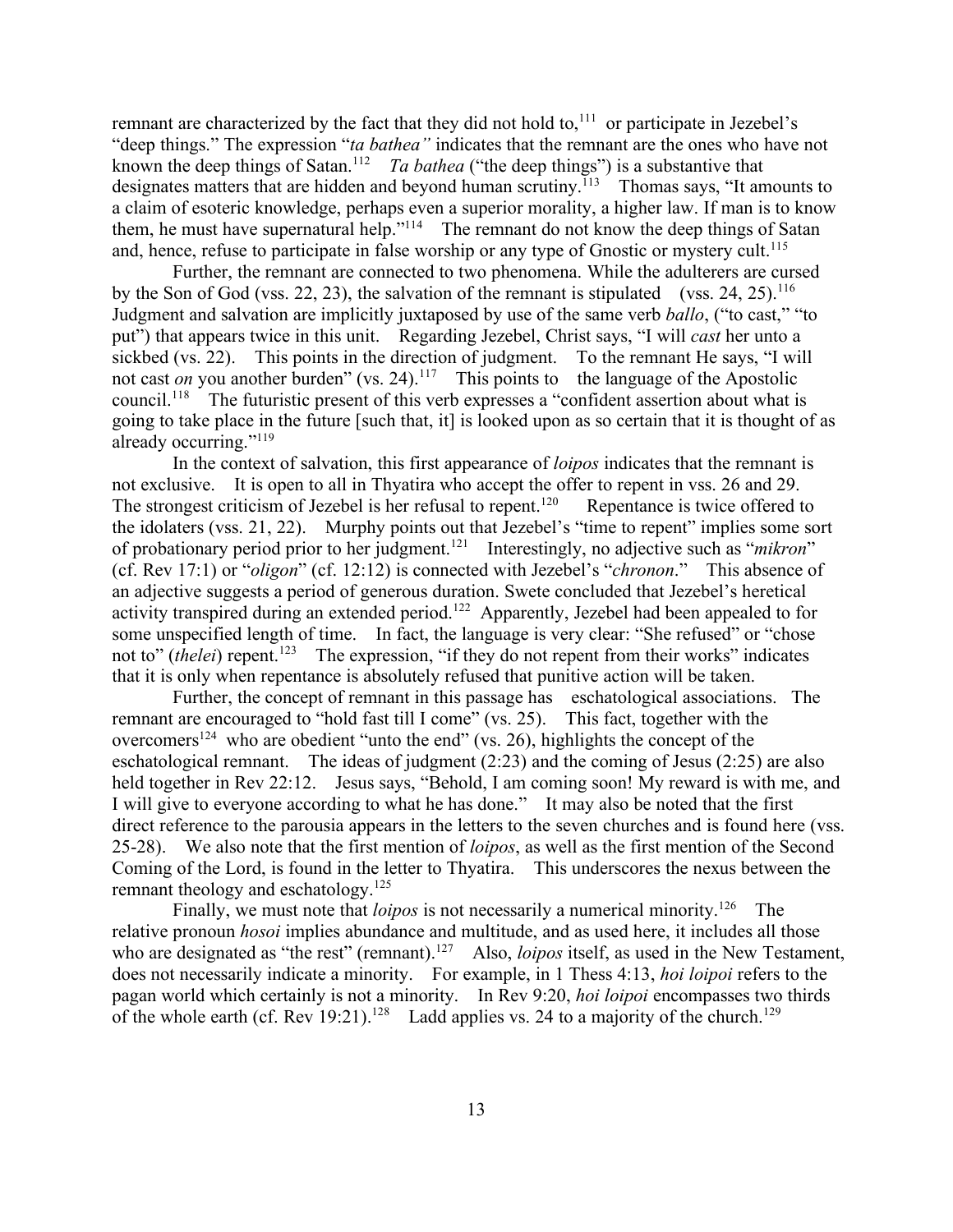remnant are characterized by the fact that they did not hold to,[111] or participate in Jezebel's "deep things." The expression "*ta bathea"* indicates that the remnant are the ones who have not known the deep things of Satan.[112] *Ta bathea* ("the deep things") is a substantive that designates matters that are hidden and beyond human scrutiny.[113] Thomas says, "It amounts to a claim of esoteric knowledge, perhaps even a superior morality, a higher law. If man is to know them, he must have supernatural help."[114] The remnant do not know the deep things of Satan and, hence, refuse to participate in false worship or any type of Gnostic or mystery cult.[115]

Further, the remnant are connected to two phenomena. While the adulterers are cursed by the Son of God (vss. 22, 23), the salvation of the remnant is stipulated (vss. 24, 25).[116] Judgment and salvation are implicitly juxtaposed by use of the same verb *ballo*, ("to cast," "to put") that appears twice in this unit. Regarding Jezebel, Christ says, "I will *cast* her unto a sickbed (vs. 22). This points in the direction of judgment. To the remnant He says, "I will not cast *on* you another burden" (vs. 24).[117] This points to the language of the Apostolic council.[118] The futuristic present of this verb expresses a "confident assertion about what is going to take place in the future [such that, it] is looked upon as so certain that it is thought of as already occurring."[119]

In the context of salvation, this first appearance of *loipos* indicates that the remnant is not exclusive. It is open to all in Thyatira who accept the offer to repent in vss. 26 and 29. The strongest criticism of Jezebel is her refusal to repent.[120] Repentance is twice offered to the idolaters (vss. 21, 22). Murphy points out that Jezebel's "time to repent" implies some sort of probationary period prior to her judgment.[121] Interestingly, no adjective such as "*mikron*" (cf. Rev 17:1) or "*oligon*" (cf. 12:12) is connected with Jezebel's "*chronon*." This absence of an adjective suggests a period of generous duration. Swete concluded that Jezebel's heretical activity transpired during an extended period.[122] Apparently, Jezebel had been appealed to for some unspecified length of time. In fact, the language is very clear: "She refused" or "chose not to" (*thelei*) repent.[123] The expression, "if they do not repent from their works" indicates that it is only when repentance is absolutely refused that punitive action will be taken.

Further, the concept of remnant in this passage has eschatological associations. The remnant are encouraged to "hold fast till I come" (vs. 25). This fact, together with the overcomers[124] who are obedient "unto the end" (vs. 26), highlights the concept of the eschatological remnant. The ideas of judgment (2:23) and the coming of Jesus (2:25) are also held together in Rev 22:12. Jesus says, "Behold, I am coming soon! My reward is with me, and I will give to everyone according to what he has done." It may also be noted that the first direct reference to the parousia appears in the letters to the seven churches and is found here (vss. 25-28). We also note that the first mention of *loipos*, as well as the first mention of the Second Coming of the Lord, is found in the letter to Thyatira. This underscores the nexus between the remnant theology and eschatology.[125]

Finally, we must note that *loipos* is not necessarily a numerical minority.[126] The relative pronoun *hosoi* implies abundance and multitude, and as used here, it includes all those who are designated as "the rest" (remnant).[127] Also, *loipos* itself, as used in the New Testament, does not necessarily indicate a minority. For example, in 1 Thess 4:13, *hoi loipoi* refers to the pagan world which certainly is not a minority. In Rev 9:20, *hoi loipoi* encompasses two thirds of the whole earth (cf. Rev 19:21).[128] Ladd applies vs. 24 to a majority of the church.[129]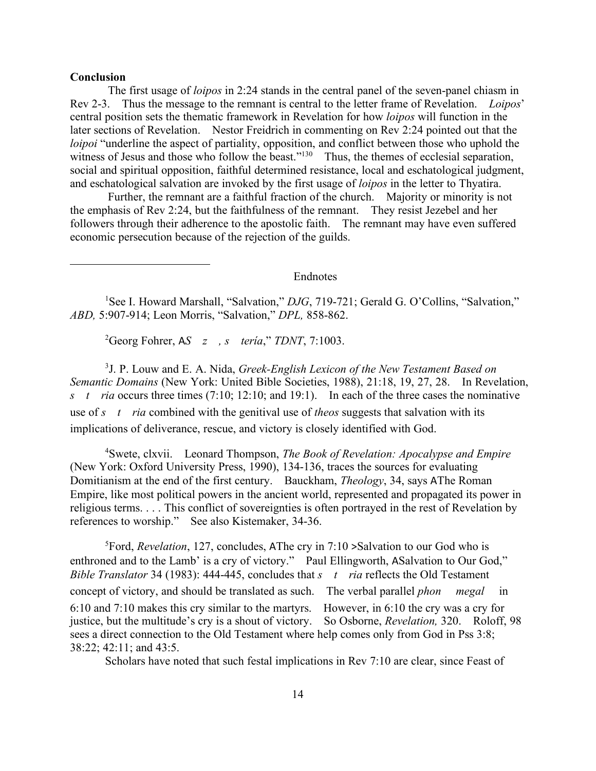**Conclusion**

The first usage of *loipos* in 2:24 stands in the central panel of the seven-panel chiasm in Rev 2-3. Thus the message to the remnant is central to the letter frame of Revelation. *Loipos*' central position sets the thematic framework in Revelation for how *loipos* will function in the later sections of Revelation. Nestor Freidrich in commenting on Rev 2:24 pointed out that the *loipoi* "underline the aspect of partiality, opposition, and conflict between those who uphold the witness of Jesus and those who follow the beast."[130] Thus, the themes of ecclesial separation, social and spiritual opposition, faithful determined resistance, local and eschatological judgment, and eschatological salvation are invoked by the first usage of *loipos* in the letter to Thyatira.

Further, the remnant are a faithful fraction of the church. Majority or minority is not the emphasis of Rev 2:24, but the faithfulness of the remnant. They resist Jezebel and her followers through their adherence to the apostolic faith. The remnant may have even suffered economic persecution because of the rejection of the guilds.

---

Endnotes

[1]See I. Howard Marshall, "Salvation," *DJG*, 719-721; Gerald G. O'Collins, "Salvation," *ABD,* 5:907-914; Leon Morris, "Salvation," *DPL,* 858-862.

[2]Georg Fohrer, A*S z , s tería*," *TDNT*, 7:1003.

[3]J. P. Louw and E. A. Nida, *Greek-English Lexicon of the New Testament Based on Semantic Domains* (New York: United Bible Societies, 1988), 21:18, 19, 27, 28. In Revelation, *s t ria* occurs three times (7:10; 12:10; and 19:1). In each of the three cases the nominative use of *s t ria* combined with the genitival use of *theos* suggests that salvation with its implications of deliverance, rescue, and victory is closely identified with God.

[4]Swete, clxvii. Leonard Thompson, *The Book of Revelation: Apocalypse and Empire* (New York: Oxford University Press, 1990), 134-136, traces the sources for evaluating Domitianism at the end of the first century. Bauckham, *Theology*, 34, says AThe Roman Empire, like most political powers in the ancient world, represented and propagated its power in religious terms. . . . This conflict of sovereignties is often portrayed in the rest of Revelation by references to worship." See also Kistemaker, 34-36.

[5]Ford, *Revelation*, 127, concludes, AThe cry in 7:10 >Salvation to our God who is enthroned and to the Lamb' is a cry of victory." Paul Ellingworth, ASalvation to Our God," *Bible Translator* 34 (1983): 444-445, concludes that *s t ria* reflects the Old Testament concept of victory, and should be translated as such. The verbal parallel *phon megal* in 6:10 and 7:10 makes this cry similar to the martyrs. However, in 6:10 the cry was a cry for justice, but the multitude's cry is a shout of victory. So Osborne, *Revelation,* 320. Roloff, 98 sees a direct connection to the Old Testament where help comes only from God in Pss 3:8; 38:22; 42:11; and 43:5.

Scholars have noted that such festal implications in Rev 7:10 are clear, since Feast of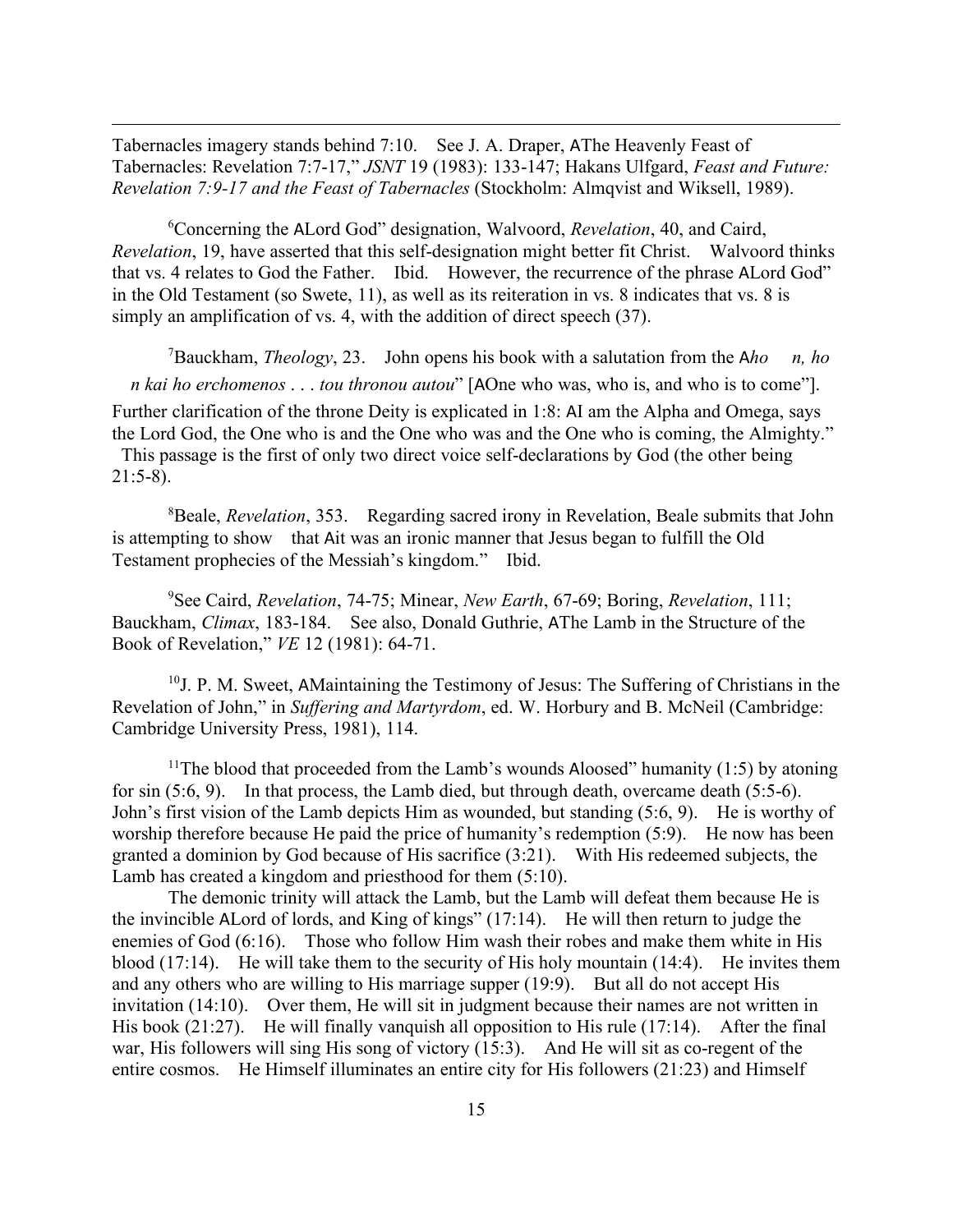Tabernacles imagery stands behind 7:10. See J. A. Draper, AThe Heavenly Feast of Tabernacles: Revelation 7:7-17," *JSNT* 19 (1983): 133-147; Hakans Ulfgard, *Feast and Future: Revelation 7:9-17 and the Feast of Tabernacles* (Stockholm: Almqvist and Wiksell, 1989).

[6]Concerning the ALord God" designation, Walvoord, *Revelation*, 40, and Caird, *Revelation*, 19, have asserted that this self-designation might better fit Christ. Walvoord thinks that vs. 4 relates to God the Father. Ibid. However, the recurrence of the phrase ALord God" in the Old Testament (so Swete, 11), as well as its reiteration in vs. 8 indicates that vs. 8 is simply an amplification of vs. 4, with the addition of direct speech (37).

[7]Bauckham, *Theology*, 23. John opens his book with a salutation from the A*ho n, ho n kai ho erchomenos . . . tou thronou autou*" [AOne who was, who is, and who is to come"]. Further clarification of the throne Deity is explicated in 1:8: AI am the Alpha and Omega, says the Lord God, the One who is and the One who was and the One who is coming, the Almighty." This passage is the first of only two direct voice self-declarations by God (the other being 21:5-8).

[8]Beale, *Revelation*, 353. Regarding sacred irony in Revelation, Beale submits that John is attempting to show that Ait was an ironic manner that Jesus began to fulfill the Old Testament prophecies of the Messiah's kingdom." Ibid.

[9]See Caird, *Revelation*, 74-75; Minear, *New Earth*, 67-69; Boring, *Revelation*, 111; Bauckham, *Climax*, 183-184. See also, Donald Guthrie, AThe Lamb in the Structure of the Book of Revelation," *VE* 12 (1981): 64-71.

[10]J. P. M. Sweet, AMaintaining the Testimony of Jesus: The Suffering of Christians in the Revelation of John," in *Suffering and Martyrdom*, ed. W. Horbury and B. McNeil (Cambridge: Cambridge University Press, 1981), 114.

[11]The blood that proceeded from the Lamb's wounds Aloosed" humanity (1:5) by atoning for sin (5:6, 9). In that process, the Lamb died, but through death, overcame death (5:5-6). John's first vision of the Lamb depicts Him as wounded, but standing (5:6, 9). He is worthy of worship therefore because He paid the price of humanity's redemption (5:9). He now has been granted a dominion by God because of His sacrifice (3:21). With His redeemed subjects, the Lamb has created a kingdom and priesthood for them (5:10).

The demonic trinity will attack the Lamb, but the Lamb will defeat them because He is the invincible ALord of lords, and King of kings" (17:14). He will then return to judge the enemies of God (6:16). Those who follow Him wash their robes and make them white in His blood (17:14). He will take them to the security of His holy mountain (14:4). He invites them and any others who are willing to His marriage supper (19:9). But all do not accept His invitation (14:10). Over them, He will sit in judgment because their names are not written in His book (21:27). He will finally vanquish all opposition to His rule (17:14). After the final war, His followers will sing His song of victory (15:3). And He will sit as co-regent of the entire cosmos. He Himself illuminates an entire city for His followers (21:23) and Himself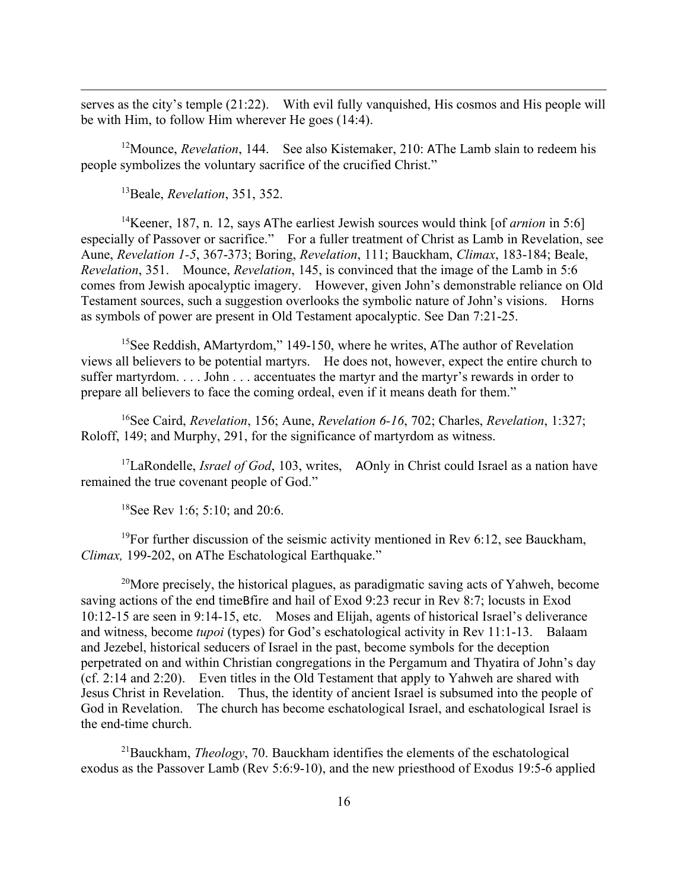serves as the city's temple (21:22). With evil fully vanquished, His cosmos and His people will be with Him, to follow Him wherever He goes (14:4).

[12]Mounce, *Revelation*, 144. See also Kistemaker, 210: AThe Lamb slain to redeem his people symbolizes the voluntary sacrifice of the crucified Christ."

[13]Beale, *Revelation*, 351, 352.

[14]Keener, 187, n. 12, says AThe earliest Jewish sources would think [of *arnion* in 5:6] especially of Passover or sacrifice." For a fuller treatment of Christ as Lamb in Revelation, see Aune, *Revelation 1-5*, 367-373; Boring, *Revelation*, 111; Bauckham, *Climax*, 183-184; Beale, *Revelation*, 351. Mounce, *Revelation*, 145, is convinced that the image of the Lamb in 5:6 comes from Jewish apocalyptic imagery. However, given John's demonstrable reliance on Old Testament sources, such a suggestion overlooks the symbolic nature of John's visions. Horns as symbols of power are present in Old Testament apocalyptic. See Dan 7:21-25.

[15]See Reddish, AMartyrdom," 149-150, where he writes, AThe author of Revelation views all believers to be potential martyrs. He does not, however, expect the entire church to suffer martyrdom. . . . John . . . accentuates the martyr and the martyr's rewards in order to prepare all believers to face the coming ordeal, even if it means death for them."

[16]See Caird, *Revelation*, 156; Aune, *Revelation 6-16*, 702; Charles, *Revelation*, 1:327; Roloff, 149; and Murphy, 291, for the significance of martyrdom as witness.

[17]LaRondelle, *Israel of God*, 103, writes, AOnly in Christ could Israel as a nation have remained the true covenant people of God."

[18]See Rev 1:6; 5:10; and 20:6.

[19]For further discussion of the seismic activity mentioned in Rev 6:12, see Bauckham, *Climax,* 199-202, on AThe Eschatological Earthquake."

[20]More precisely, the historical plagues, as paradigmatic saving acts of Yahweh, become saving actions of the end timeBfire and hail of Exod 9:23 recur in Rev 8:7; locusts in Exod 10:12-15 are seen in 9:14-15, etc. Moses and Elijah, agents of historical Israel's deliverance and witness, become *tupoi* (types) for God's eschatological activity in Rev 11:1-13. Balaam and Jezebel, historical seducers of Israel in the past, become symbols for the deception perpetrated on and within Christian congregations in the Pergamum and Thyatira of John's day (cf. 2:14 and 2:20). Even titles in the Old Testament that apply to Yahweh are shared with Jesus Christ in Revelation. Thus, the identity of ancient Israel is subsumed into the people of God in Revelation. The church has become eschatological Israel, and eschatological Israel is the end-time church.

[21]Bauckham, *Theology*, 70. Bauckham identifies the elements of the eschatological exodus as the Passover Lamb (Rev 5:6:9-10), and the new priesthood of Exodus 19:5-6 applied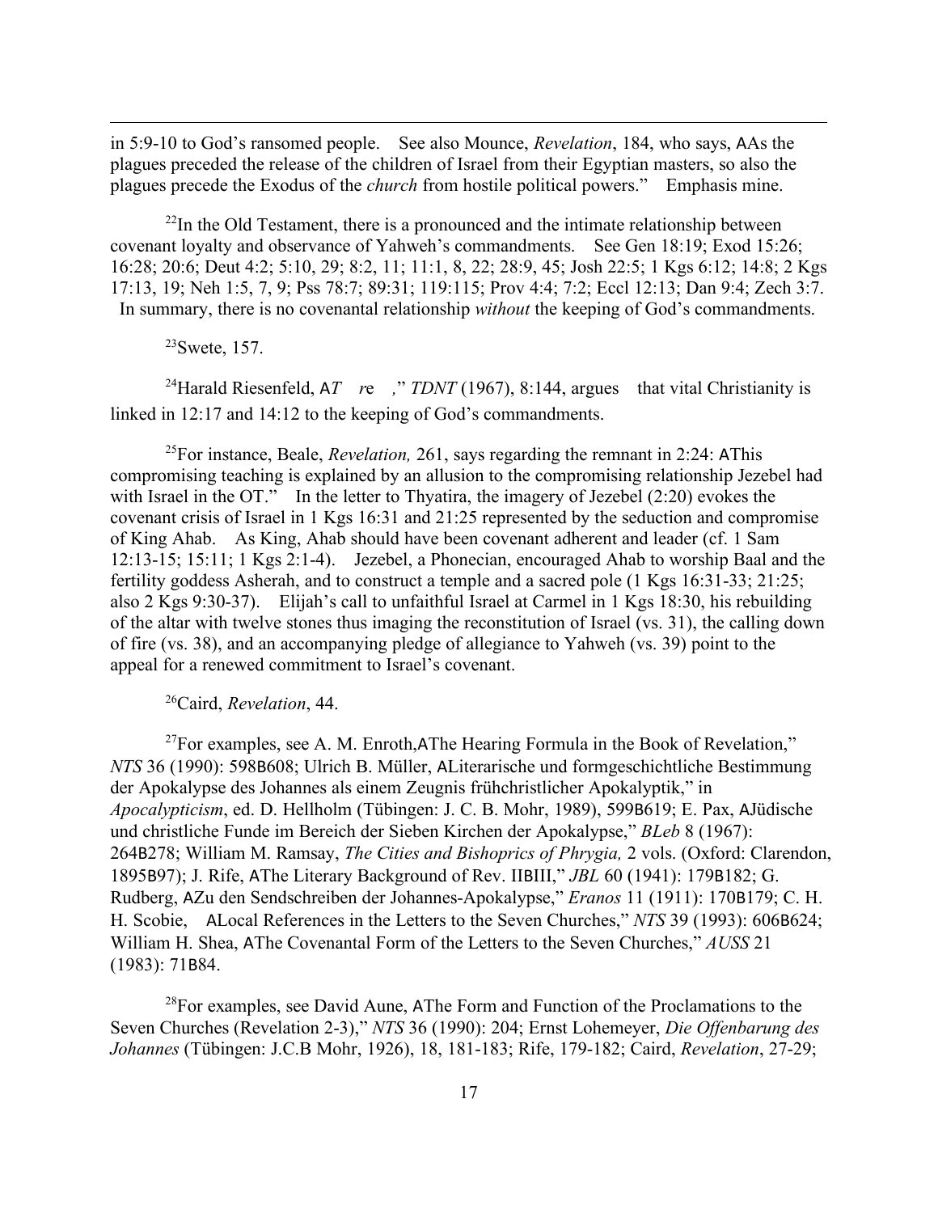in 5:9-10 to God's ransomed people. See also Mounce, *Revelation*, 184, who says, AAs the plagues preceded the release of the children of Israel from their Egyptian masters, so also the plagues precede the Exodus of the *church* from hostile political powers." Emphasis mine.

[22]In the Old Testament, there is a pronounced and the intimate relationship between covenant loyalty and observance of Yahweh's commandments. See Gen 18:19; Exod 15:26; 16:28; 20:6; Deut 4:2; 5:10, 29; 8:2, 11; 11:1, 8, 22; 28:9, 45; Josh 22:5; 1 Kgs 6:12; 14:8; 2 Kgs 17:13, 19; Neh 1:5, 7, 9; Pss 78:7; 89:31; 119:115; Prov 4:4; 7:2; Eccl 12:13; Dan 9:4; Zech 3:7. In summary, there is no covenantal relationship *without* the keeping of God's commandments.

[23]Swete, 157.

[24]Harald Riesenfeld, A*T r*e *,*" *TDNT* (1967), 8:144, argues that vital Christianity is linked in 12:17 and 14:12 to the keeping of God's commandments.

[25]For instance, Beale, *Revelation,* 261, says regarding the remnant in 2:24: AThis compromising teaching is explained by an allusion to the compromising relationship Jezebel had with Israel in the OT." In the letter to Thyatira, the imagery of Jezebel (2:20) evokes the covenant crisis of Israel in 1 Kgs 16:31 and 21:25 represented by the seduction and compromise of King Ahab. As King, Ahab should have been covenant adherent and leader (cf. 1 Sam 12:13-15; 15:11; 1 Kgs 2:1-4). Jezebel, a Phonecian, encouraged Ahab to worship Baal and the fertility goddess Asherah, and to construct a temple and a sacred pole (1 Kgs 16:31-33; 21:25; also 2 Kgs 9:30-37). Elijah's call to unfaithful Israel at Carmel in 1 Kgs 18:30, his rebuilding of the altar with twelve stones thus imaging the reconstitution of Israel (vs. 31), the calling down of fire (vs. 38), and an accompanying pledge of allegiance to Yahweh (vs. 39) point to the appeal for a renewed commitment to Israel's covenant.

[26]Caird, *Revelation*, 44.

[27]For examples, see A. M. Enroth,AThe Hearing Formula in the Book of Revelation," *NTS* 36 (1990): 598B608; Ulrich B. Müller, ALiterarische und formgeschichtliche Bestimmung der Apokalypse des Johannes als einem Zeugnis frühchristlicher Apokalyptik," in *Apocalypticism*, ed. D. Hellholm (Tübingen: J. C. B. Mohr, 1989), 599B619; E. Pax, AJüdische und christliche Funde im Bereich der Sieben Kirchen der Apokalypse," *BLeb* 8 (1967): 264B278; William M. Ramsay, *The Cities and Bishoprics of Phrygia,* 2 vols. (Oxford: Clarendon, 1895B97); J. Rife, AThe Literary Background of Rev. IIBIII," *JBL* 60 (1941): 179B182; G. Rudberg, AZu den Sendschreiben der Johannes-Apokalypse," *Eranos* 11 (1911): 170B179; C. H. H. Scobie, ALocal References in the Letters to the Seven Churches," *NTS* 39 (1993): 606B624; William H. Shea, AThe Covenantal Form of the Letters to the Seven Churches," *AUSS* 21 (1983): 71B84.

[28]For examples, see David Aune, AThe Form and Function of the Proclamations to the Seven Churches (Revelation 2-3)," *NTS* 36 (1990): 204; Ernst Lohemeyer, *Die Offenbarung des Johannes* (Tübingen: J.C.B Mohr, 1926), 18, 181-183; Rife, 179-182; Caird, *Revelation*, 27-29;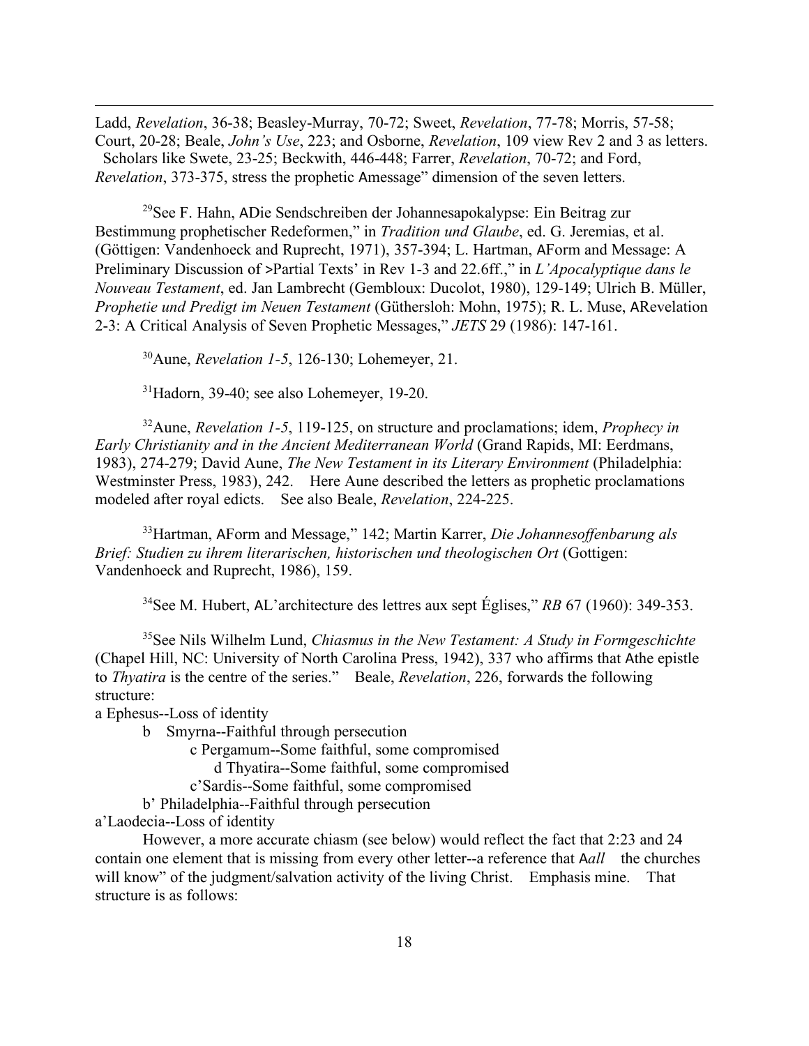Ladd, *Revelation*, 36-38; Beasley-Murray, 70-72; Sweet, *Revelation*, 77-78; Morris, 57-58; Court, 20-28; Beale, *John's Use*, 223; and Osborne, *Revelation*, 109 view Rev 2 and 3 as letters. Scholars like Swete, 23-25; Beckwith, 446-448; Farrer, *Revelation*, 70-72; and Ford, *Revelation*, 373-375, stress the prophetic Amessage" dimension of the seven letters.

[29]See F. Hahn, ADie Sendschreiben der Johannesapokalypse: Ein Beitrag zur Bestimmung prophetischer Redeformen," in *Tradition und Glaube*, ed. G. Jeremias, et al. (Göttigen: Vandenhoeck and Ruprecht, 1971), 357-394; L. Hartman, AForm and Message: A Preliminary Discussion of >Partial Texts' in Rev 1-3 and 22.6ff.," in *L'Apocalyptique dans le Nouveau Testament*, ed. Jan Lambrecht (Gembloux: Ducolot, 1980), 129-149; Ulrich B. Müller, *Prophetie und Predigt im Neuen Testament* (Güthersloh: Mohn, 1975); R. L. Muse, ARevelation 2-3: A Critical Analysis of Seven Prophetic Messages," *JETS* 29 (1986): 147-161.

[30]Aune, *Revelation 1-5*, 126-130; Lohemeyer, 21.

[31]Hadorn, 39-40; see also Lohemeyer, 19-20.

[32]Aune, *Revelation 1-5*, 119-125, on structure and proclamations; idem, *Prophecy in Early Christianity and in the Ancient Mediterranean World* (Grand Rapids, MI: Eerdmans, 1983), 274-279; David Aune, *The New Testament in its Literary Environment* (Philadelphia: Westminster Press, 1983), 242. Here Aune described the letters as prophetic proclamations modeled after royal edicts. See also Beale, *Revelation*, 224-225.

[33]Hartman, AForm and Message," 142; Martin Karrer, *Die Johannesoffenbarung als Brief: Studien zu ihrem literarischen, historischen und theologischen Ort* (Gottigen: Vandenhoeck and Ruprecht, 1986), 159.

[34]See M. Hubert, AL'architecture des lettres aux sept Églises," *RB* 67 (1960): 349-353.

[35]See Nils Wilhelm Lund, *Chiasmus in the New Testament: A Study in Formgeschichte* (Chapel Hill, NC: University of North Carolina Press, 1942), 337 who affirms that Athe epistle to *Thyatira* is the centre of the series." Beale, *Revelation*, 226, forwards the following structure:

a Ephesus--Loss of identity
  b Smyrna--Faithful through persecution
    c Pergamum--Some faithful, some compromised
      d Thyatira--Some faithful, some compromised
    c'Sardis--Some faithful, some compromised
  b' Philadelphia--Faithful through persecution
a'Laodecia--Loss of identity

However, a more accurate chiasm (see below) would reflect the fact that 2:23 and 24 contain one element that is missing from every other letter--a reference that A*all* the churches will know" of the judgment/salvation activity of the living Christ. Emphasis mine. That structure is as follows: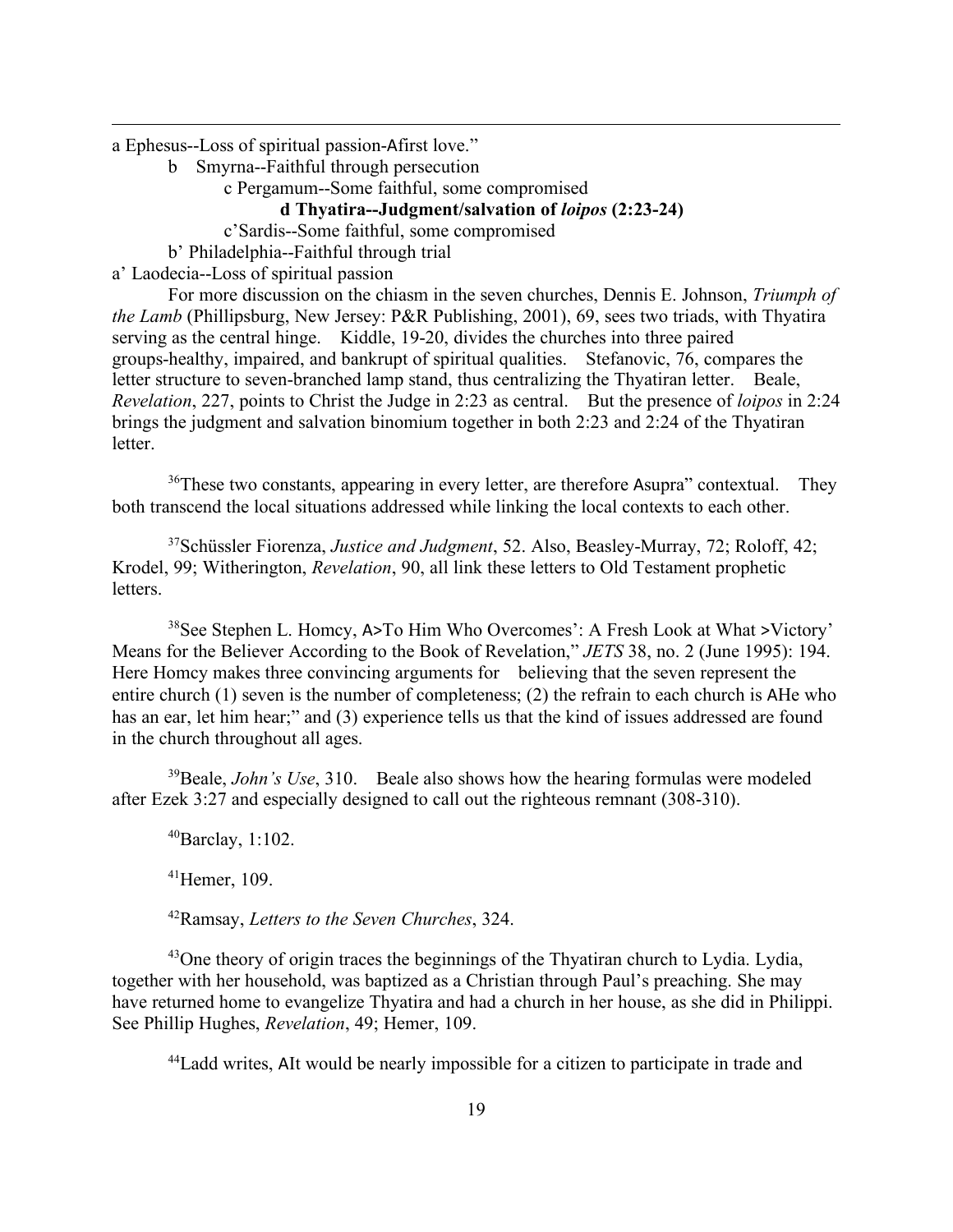a Ephesus--Loss of spiritual passion-Afirst love."

b Smyrna--Faithful through persecution

c Pergamum--Some faithful, some compromised

**d Thyatira--Judgment/salvation of *loipos* (2:23-24)**

c'Sardis--Some faithful, some compromised

b' Philadelphia--Faithful through trial

a' Laodecia--Loss of spiritual passion

For more discussion on the chiasm in the seven churches, Dennis E. Johnson, *Triumph of the Lamb* (Phillipsburg, New Jersey: P&R Publishing, 2001), 69, sees two triads, with Thyatira serving as the central hinge. Kiddle, 19-20, divides the churches into three paired groups-healthy, impaired, and bankrupt of spiritual qualities. Stefanovic, 76, compares the letter structure to seven-branched lamp stand, thus centralizing the Thyatiran letter. Beale, *Revelation*, 227, points to Christ the Judge in 2:23 as central. But the presence of *loipos* in 2:24 brings the judgment and salvation binomium together in both 2:23 and 2:24 of the Thyatiran letter.

[36]These two constants, appearing in every letter, are therefore Asupra" contextual. They both transcend the local situations addressed while linking the local contexts to each other.

[37]Schüssler Fiorenza, *Justice and Judgment*, 52. Also, Beasley-Murray, 72; Roloff, 42; Krodel, 99; Witherington, *Revelation*, 90, all link these letters to Old Testament prophetic letters.

[38]See Stephen L. Homcy, A>To Him Who Overcomes': A Fresh Look at What >Victory' Means for the Believer According to the Book of Revelation," *JETS* 38, no. 2 (June 1995): 194. Here Homcy makes three convincing arguments for believing that the seven represent the entire church (1) seven is the number of completeness; (2) the refrain to each church is AHe who has an ear, let him hear;" and (3) experience tells us that the kind of issues addressed are found in the church throughout all ages.

[39]Beale, *John's Use*, 310. Beale also shows how the hearing formulas were modeled after Ezek 3:27 and especially designed to call out the righteous remnant (308-310).

[40]Barclay, 1:102.

[41]Hemer, 109.

[42]Ramsay, *Letters to the Seven Churches*, 324.

[43]One theory of origin traces the beginnings of the Thyatiran church to Lydia. Lydia, together with her household, was baptized as a Christian through Paul's preaching. She may have returned home to evangelize Thyatira and had a church in her house, as she did in Philippi. See Phillip Hughes, *Revelation*, 49; Hemer, 109.

[44]Ladd writes, AIt would be nearly impossible for a citizen to participate in trade and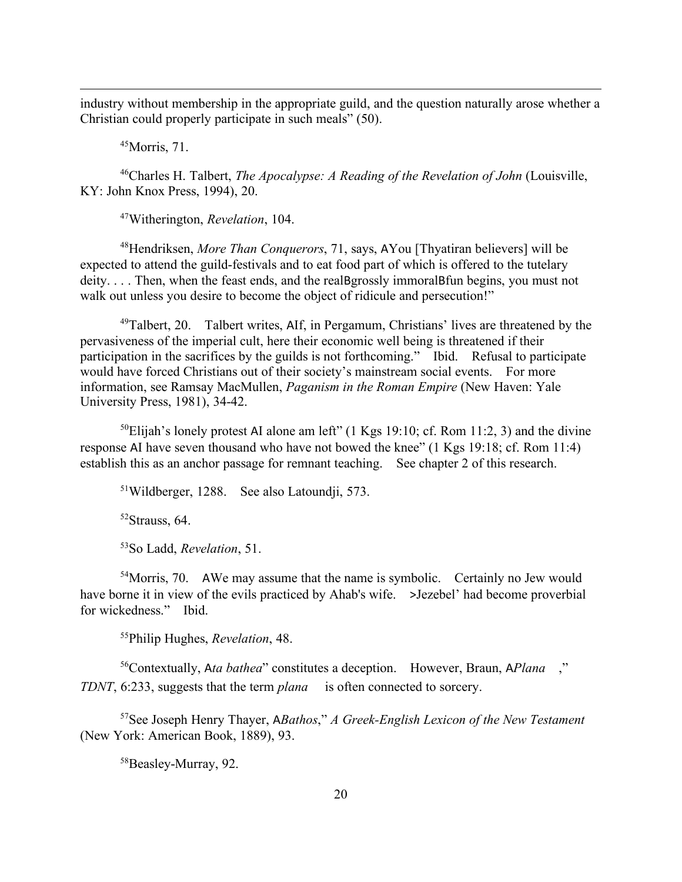industry without membership in the appropriate guild, and the question naturally arose whether a Christian could properly participate in such meals" (50).

[45]Morris, 71.

[46]Charles H. Talbert, *The Apocalypse: A Reading of the Revelation of John* (Louisville, KY: John Knox Press, 1994), 20.

[47]Witherington, *Revelation*, 104.

[48]Hendriksen, *More Than Conquerors*, 71, says, AYou [Thyatiran believers] will be expected to attend the guild-festivals and to eat food part of which is offered to the tutelary deity. . . . Then, when the feast ends, and the realBgrossly immoralBfun begins, you must not walk out unless you desire to become the object of ridicule and persecution!"

[49]Talbert, 20. Talbert writes, AIf, in Pergamum, Christians' lives are threatened by the pervasiveness of the imperial cult, here their economic well being is threatened if their participation in the sacrifices by the guilds is not forthcoming." Ibid. Refusal to participate would have forced Christians out of their society's mainstream social events. For more information, see Ramsay MacMullen, *Paganism in the Roman Empire* (New Haven: Yale University Press, 1981), 34-42.

[50]Elijah's lonely protest AI alone am left" (1 Kgs 19:10; cf. Rom 11:2, 3) and the divine response AI have seven thousand who have not bowed the knee" (1 Kgs 19:18; cf. Rom 11:4) establish this as an anchor passage for remnant teaching. See chapter 2 of this research.

[51]Wildberger, 1288. See also Latoundji, 573.

[52]Strauss, 64.

[53]So Ladd, *Revelation*, 51.

[54]Morris, 70. AWe may assume that the name is symbolic. Certainly no Jew would have borne it in view of the evils practiced by Ahab's wife. >Jezebel' had become proverbial for wickedness." Ibid.

[55]Philip Hughes, *Revelation*, 48.

[56]Contextually, A*ta bathea*" constitutes a deception. However, Braun, A*Plana* ," *TDNT*, 6:233, suggests that the term *plana* is often connected to sorcery.

[57]See Joseph Henry Thayer, A*Bathos*," *A Greek-English Lexicon of the New Testament* (New York: American Book, 1889), 93.

[58]Beasley-Murray, 92.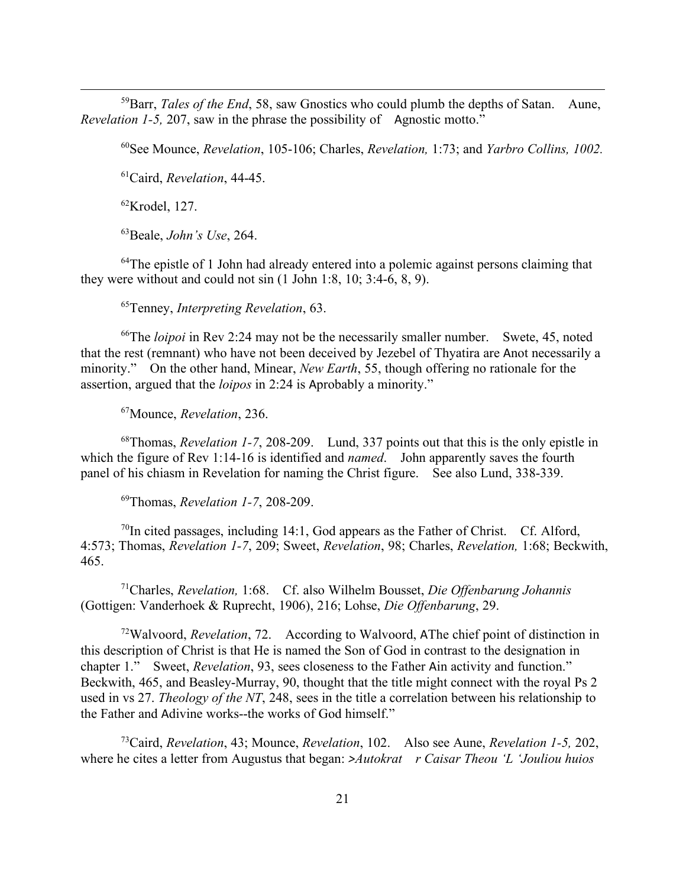[59]Barr, *Tales of the End*, 58, saw Gnostics who could plumb the depths of Satan. Aune, *Revelation 1-5,* 207, saw in the phrase the possibility of Agnostic motto."

[60]See Mounce, *Revelation*, 105-106; Charles, *Revelation,* 1:73; and *Yarbro Collins, 1002.*

[61]Caird, *Revelation*, 44-45.

[62]Krodel, 127.

[63]Beale, *John's Use*, 264.

[64]The epistle of 1 John had already entered into a polemic against persons claiming that they were without and could not sin (1 John 1:8, 10; 3:4-6, 8, 9).

[65]Tenney, *Interpreting Revelation*, 63.

[66]The *loipoi* in Rev 2:24 may not be the necessarily smaller number. Swete, 45, noted that the rest (remnant) who have not been deceived by Jezebel of Thyatira are Anot necessarily a minority." On the other hand, Minear, *New Earth*, 55, though offering no rationale for the assertion, argued that the *loipos* in 2:24 is Aprobably a minority."

[67]Mounce, *Revelation*, 236.

[68]Thomas, *Revelation 1-7*, 208-209. Lund, 337 points out that this is the only epistle in which the figure of Rev 1:14-16 is identified and *named*. John apparently saves the fourth panel of his chiasm in Revelation for naming the Christ figure. See also Lund, 338-339.

[69]Thomas, *Revelation 1-7*, 208-209.

[70]In cited passages, including 14:1, God appears as the Father of Christ. Cf. Alford, 4:573; Thomas, *Revelation 1-7*, 209; Sweet, *Revelation*, 98; Charles, *Revelation,* 1:68; Beckwith, 465.

[71]Charles, *Revelation,* 1:68. Cf. also Wilhelm Bousset, *Die Offenbarung Johannis* (Gottigen: Vanderhoek & Ruprecht, 1906), 216; Lohse, *Die Offenbarung*, 29.

[72]Walvoord, *Revelation*, 72. According to Walvoord, AThe chief point of distinction in this description of Christ is that He is named the Son of God in contrast to the designation in chapter 1." Sweet, *Revelation*, 93, sees closeness to the Father Ain activity and function." Beckwith, 465, and Beasley-Murray, 90, thought that the title might connect with the royal Ps 2 used in vs 27. *Theology of the NT*, 248, sees in the title a correlation between his relationship to the Father and Adivine works--the works of God himself."

[73]Caird, *Revelation*, 43; Mounce, *Revelation*, 102. Also see Aune, *Revelation 1-5,* 202, where he cites a letter from Augustus that began: >*Autokrat r Caisar Theou 'L 'Jouliou huios*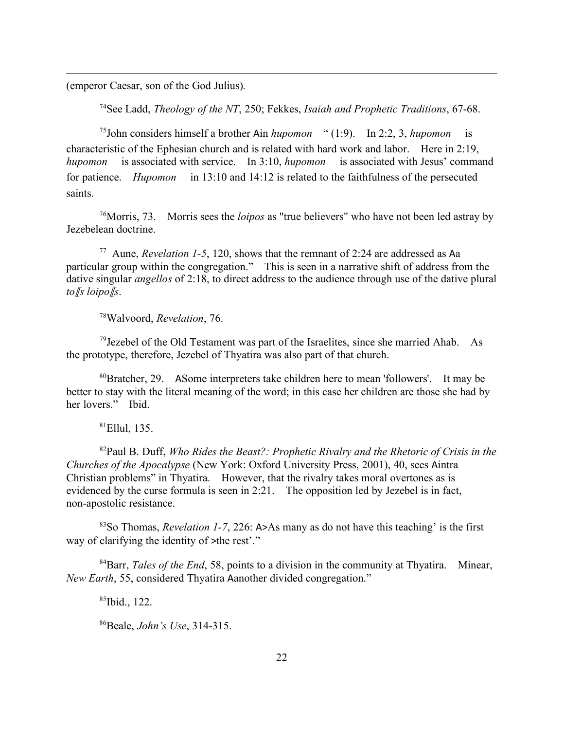(emperor Caesar, son of the God Julius).

[74]See Ladd, *Theology of the NT*, 250; Fekkes, *Isaiah and Prophetic Traditions*, 67-68.

[75]John considers himself a brother Ain *hupomon* " (1:9). In 2:2, 3, *hupomon* is characteristic of the Ephesian church and is related with hard work and labor. Here in 2:19, *hupomon* is associated with service. In 3:10, *hupomon* is associated with Jesus' command for patience. *Hupomon* in 13:10 and 14:12 is related to the faithfulness of the persecuted saints.

[76]Morris, 73. Morris sees the *loipos* as "true believers" who have not been led astray by Jezebelean doctrine.

[77] Aune, *Revelation 1-5*, 120, shows that the remnant of 2:24 are addressed as Aa particular group within the congregation." This is seen in a narrative shift of address from the dative singular *angellos* of 2:18, to direct address to the audience through use of the dative plural *to*‖*s loipo*‖*s*.

[78]Walvoord, *Revelation*, 76.

[79]Jezebel of the Old Testament was part of the Israelites, since she married Ahab. As the prototype, therefore, Jezebel of Thyatira was also part of that church.

[80]Bratcher, 29. ASome interpreters take children here to mean 'followers'. It may be better to stay with the literal meaning of the word; in this case her children are those she had by her lovers." Ibid.

[81]Ellul, 135.

[82]Paul B. Duff, *Who Rides the Beast?: Prophetic Rivalry and the Rhetoric of Crisis in the Churches of the Apocalypse* (New York: Oxford University Press, 2001), 40, sees Aintra Christian problems" in Thyatira. However, that the rivalry takes moral overtones as is evidenced by the curse formula is seen in 2:21. The opposition led by Jezebel is in fact, non-apostolic resistance.

[83]So Thomas, *Revelation 1-7*, 226: A>As many as do not have this teaching' is the first way of clarifying the identity of >the rest'."

[84]Barr, *Tales of the End*, 58, points to a division in the community at Thyatira. Minear, *New Earth*, 55, considered Thyatira Aanother divided congregation."

[85]Ibid., 122.

[86]Beale, *John's Use*, 314-315.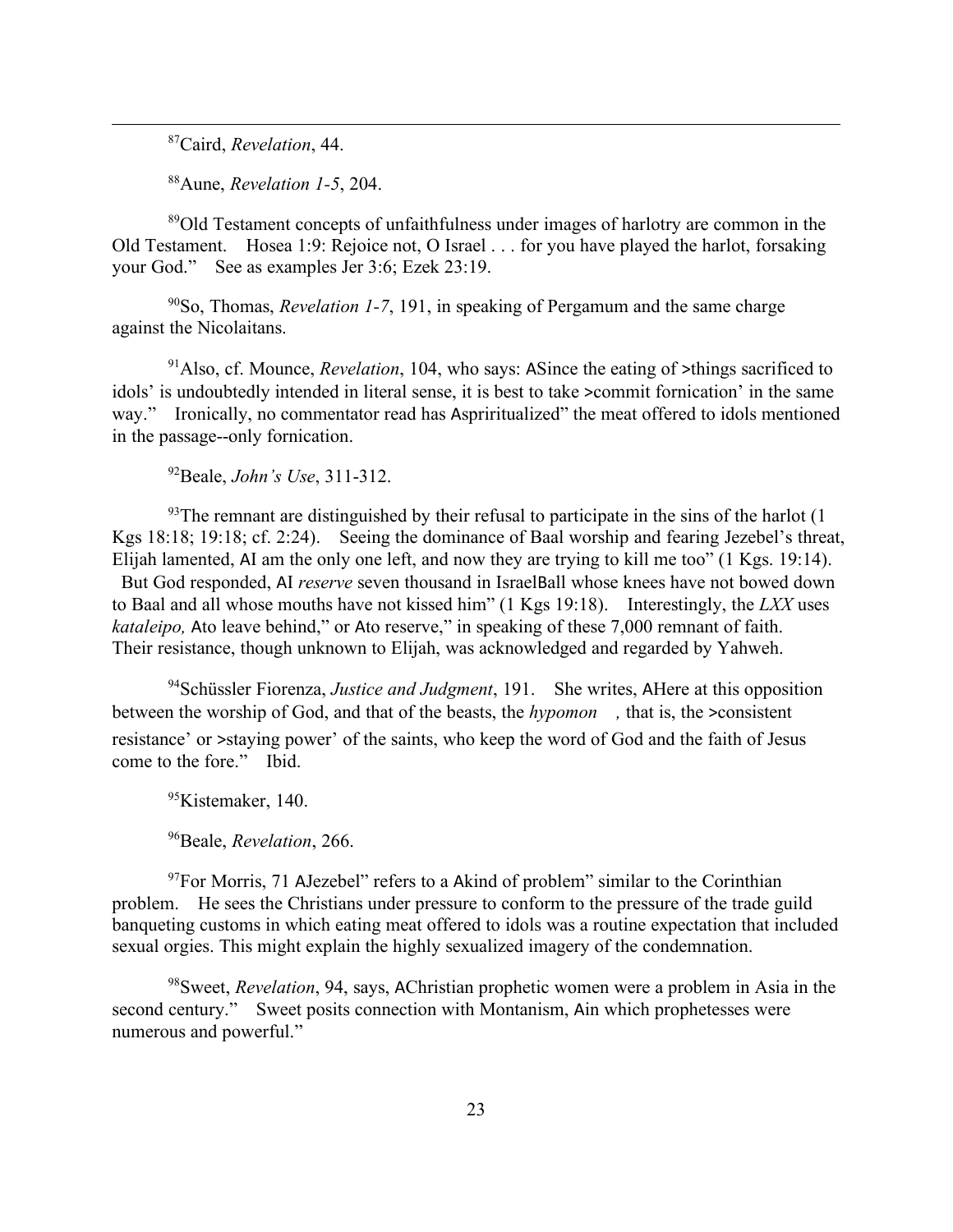[87]Caird, *Revelation*, 44.

[88]Aune, *Revelation 1-5*, 204.

[89]Old Testament concepts of unfaithfulness under images of harlotry are common in the Old Testament. Hosea 1:9: Rejoice not, O Israel . . . for you have played the harlot, forsaking your God." See as examples Jer 3:6; Ezek 23:19.

[90]So, Thomas, *Revelation 1-7*, 191, in speaking of Pergamum and the same charge against the Nicolaitans.

[91]Also, cf. Mounce, *Revelation*, 104, who says: ASince the eating of >things sacrificed to idols' is undoubtedly intended in literal sense, it is best to take >commit fornication' in the same way." Ironically, no commentator read has Aspriritualized" the meat offered to idols mentioned in the passage--only fornication.

[92]Beale, *John's Use*, 311-312.

[93]The remnant are distinguished by their refusal to participate in the sins of the harlot (1 Kgs 18:18; 19:18; cf. 2:24). Seeing the dominance of Baal worship and fearing Jezebel's threat, Elijah lamented, AI am the only one left, and now they are trying to kill me too" (1 Kgs. 19:14). But God responded, AI *reserve* seven thousand in IsraelBall whose knees have not bowed down to Baal and all whose mouths have not kissed him" (1 Kgs 19:18). Interestingly, the *LXX* uses *kataleipo,* Ato leave behind," or Ato reserve," in speaking of these 7,000 remnant of faith. Their resistance, though unknown to Elijah, was acknowledged and regarded by Yahweh.

[94]Schüssler Fiorenza, *Justice and Judgment*, 191. She writes, AHere at this opposition between the worship of God, and that of the beasts, the *hypomon ,* that is, the >consistent resistance' or >staying power' of the saints, who keep the word of God and the faith of Jesus come to the fore." Ibid.

[95]Kistemaker, 140.

[96]Beale, *Revelation*, 266.

[97]For Morris, 71 AJezebel" refers to a Akind of problem" similar to the Corinthian problem. He sees the Christians under pressure to conform to the pressure of the trade guild banqueting customs in which eating meat offered to idols was a routine expectation that included sexual orgies. This might explain the highly sexualized imagery of the condemnation.

[98]Sweet, *Revelation*, 94, says, AChristian prophetic women were a problem in Asia in the second century." Sweet posits connection with Montanism, Ain which prophetesses were numerous and powerful."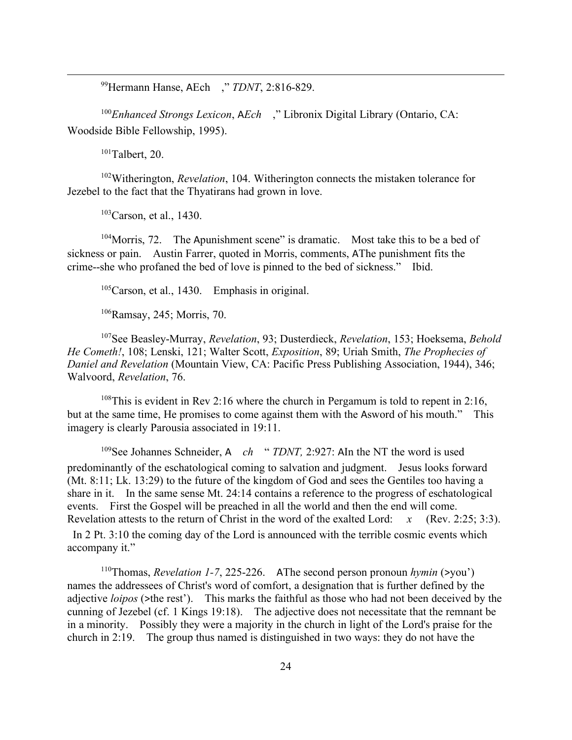[99]Hermann Hanse, AEch ," *TDNT*, 2:816-829.

[100]*Enhanced Strongs Lexicon*, A*Ech* ," Libronix Digital Library (Ontario, CA: Woodside Bible Fellowship, 1995).

[101]Talbert, 20.

[102]Witherington, *Revelation*, 104. Witherington connects the mistaken tolerance for Jezebel to the fact that the Thyatirans had grown in love.

[103]Carson, et al., 1430.

[104]Morris, 72. The Apunishment scene" is dramatic. Most take this to be a bed of sickness or pain. Austin Farrer, quoted in Morris, comments, AThe punishment fits the crime--she who profaned the bed of love is pinned to the bed of sickness." Ibid.

[105]Carson, et al., 1430. Emphasis in original.

[106]Ramsay, 245; Morris, 70.

[107]See Beasley-Murray, *Revelation*, 93; Dusterdieck, *Revelation*, 153; Hoeksema, *Behold He Cometh!*, 108; Lenski, 121; Walter Scott, *Exposition*, 89; Uriah Smith, *The Prophecies of Daniel and Revelation* (Mountain View, CA: Pacific Press Publishing Association, 1944), 346; Walvoord, *Revelation*, 76.

[108]This is evident in Rev 2:16 where the church in Pergamum is told to repent in 2:16, but at the same time, He promises to come against them with the Asword of his mouth." This imagery is clearly Parousia associated in 19:11.

[109]See Johannes Schneider, A *ch* " *TDNT,* 2:927: AIn the NT the word is used predominantly of the eschatological coming to salvation and judgment. Jesus looks forward (Mt. 8:11; Lk. 13:29) to the future of the kingdom of God and sees the Gentiles too having a share in it. In the same sense Mt. 24:14 contains a reference to the progress of eschatological events. First the Gospel will be preached in all the world and then the end will come. Revelation attests to the return of Christ in the word of the exalted Lord: *x* (Rev. 2:25; 3:3). In 2 Pt. 3:10 the coming day of the Lord is announced with the terrible cosmic events which accompany it."

[110]Thomas, *Revelation 1-7*, 225-226. AThe second person pronoun *hymin* (>you') names the addressees of Christ's word of comfort, a designation that is further defined by the adjective *loipos* (>the rest'). This marks the faithful as those who had not been deceived by the cunning of Jezebel (cf. 1 Kings 19:18). The adjective does not necessitate that the remnant be in a minority. Possibly they were a majority in the church in light of the Lord's praise for the church in 2:19. The group thus named is distinguished in two ways: they do not have the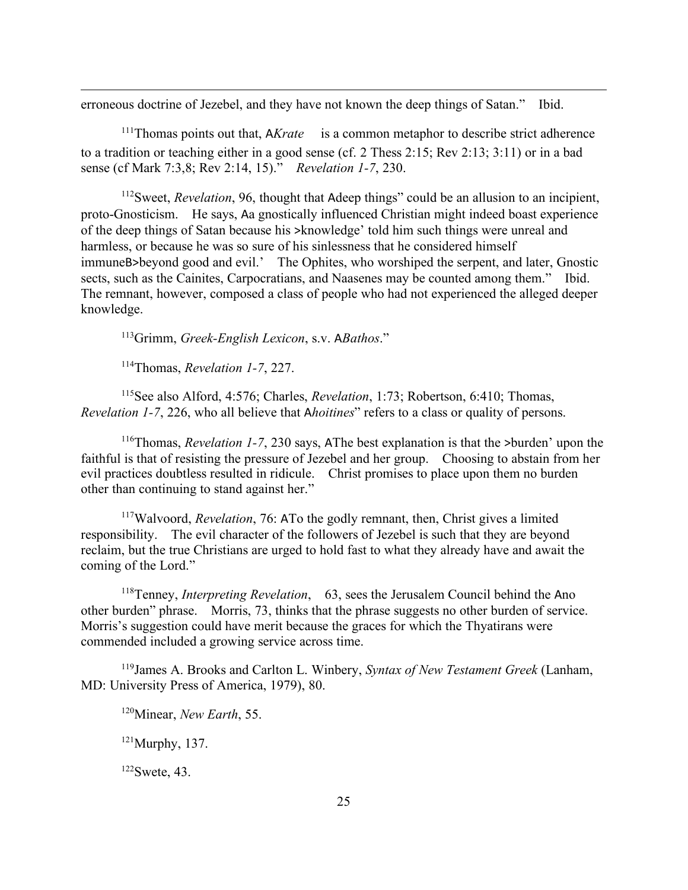erroneous doctrine of Jezebel, and they have not known the deep things of Satan." Ibid.

[111]Thomas points out that, A*Krate* is a common metaphor to describe strict adherence to a tradition or teaching either in a good sense (cf. 2 Thess 2:15; Rev 2:13; 3:11) or in a bad sense (cf Mark 7:3,8; Rev 2:14, 15)." *Revelation 1-7*, 230.

[112]Sweet, *Revelation*, 96, thought that Adeep things" could be an allusion to an incipient, proto-Gnosticism. He says, Aa gnostically influenced Christian might indeed boast experience of the deep things of Satan because his >knowledge' told him such things were unreal and harmless, or because he was so sure of his sinlessness that he considered himself immuneB>beyond good and evil.' The Ophites, who worshiped the serpent, and later, Gnostic sects, such as the Cainites, Carpocratians, and Naasenes may be counted among them." Ibid. The remnant, however, composed a class of people who had not experienced the alleged deeper knowledge.

[113]Grimm, *Greek-English Lexicon*, s.v. A*Bathos*."

[114]Thomas, *Revelation 1-7*, 227.

[115]See also Alford, 4:576; Charles, *Revelation*, 1:73; Robertson, 6:410; Thomas, *Revelation 1-7*, 226, who all believe that A*hoitines*" refers to a class or quality of persons.

[116]Thomas, *Revelation 1-7*, 230 says, AThe best explanation is that the >burden' upon the faithful is that of resisting the pressure of Jezebel and her group. Choosing to abstain from her evil practices doubtless resulted in ridicule. Christ promises to place upon them no burden other than continuing to stand against her."

[117]Walvoord, *Revelation*, 76: ATo the godly remnant, then, Christ gives a limited responsibility. The evil character of the followers of Jezebel is such that they are beyond reclaim, but the true Christians are urged to hold fast to what they already have and await the coming of the Lord."

[118]Tenney, *Interpreting Revelation*, 63, sees the Jerusalem Council behind the Ano other burden" phrase. Morris, 73, thinks that the phrase suggests no other burden of service. Morris's suggestion could have merit because the graces for which the Thyatirans were commended included a growing service across time.

[119]James A. Brooks and Carlton L. Winbery, *Syntax of New Testament Greek* (Lanham, MD: University Press of America, 1979), 80.

[120]Minear, *New Earth*, 55.

[121]Murphy, 137.

[122]Swete, 43.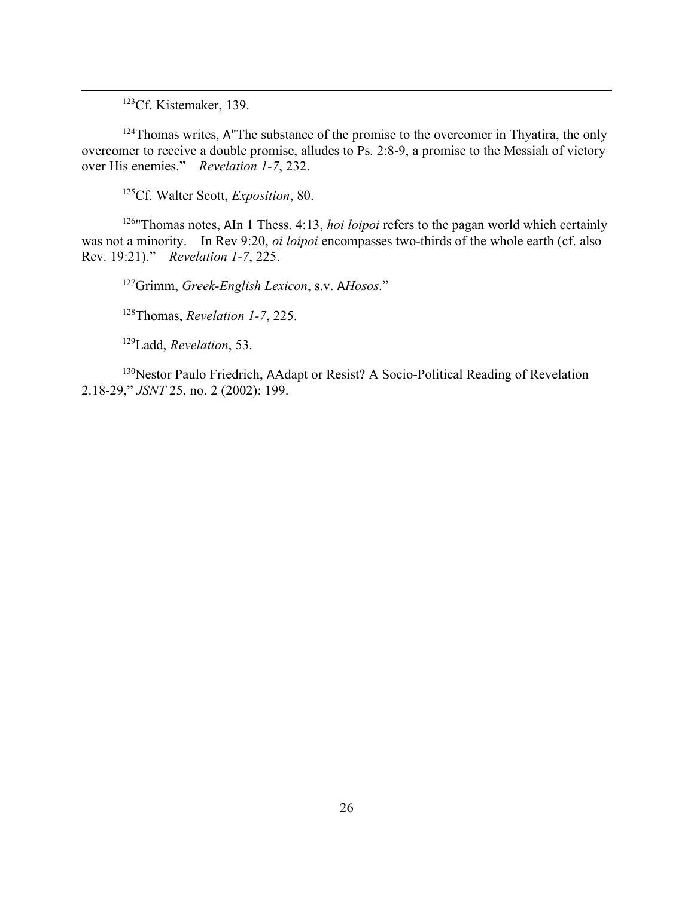[123]Cf. Kistemaker, 139.

[124]Thomas writes, A"The substance of the promise to the overcomer in Thyatira, the only overcomer to receive a double promise, alludes to Ps. 2:8-9, a promise to the Messiah of victory over His enemies." *Revelation 1-7*, 232.

[125]Cf. Walter Scott, *Exposition*, 80.

[126]"Thomas notes, AIn 1 Thess. 4:13, *hoi loipoi* refers to the pagan world which certainly was not a minority. In Rev 9:20, *oi loipoi* encompasses two-thirds of the whole earth (cf. also Rev. 19:21)." *Revelation 1-7*, 225.

[127]Grimm, *Greek-English Lexicon*, s.v. A*Hosos*."

[128]Thomas, *Revelation 1-7*, 225.

[129]Ladd, *Revelation*, 53.

[130]Nestor Paulo Friedrich, AAdapt or Resist? A Socio-Political Reading of Revelation 2.18-29," *JSNT* 25, no. 2 (2002): 199.